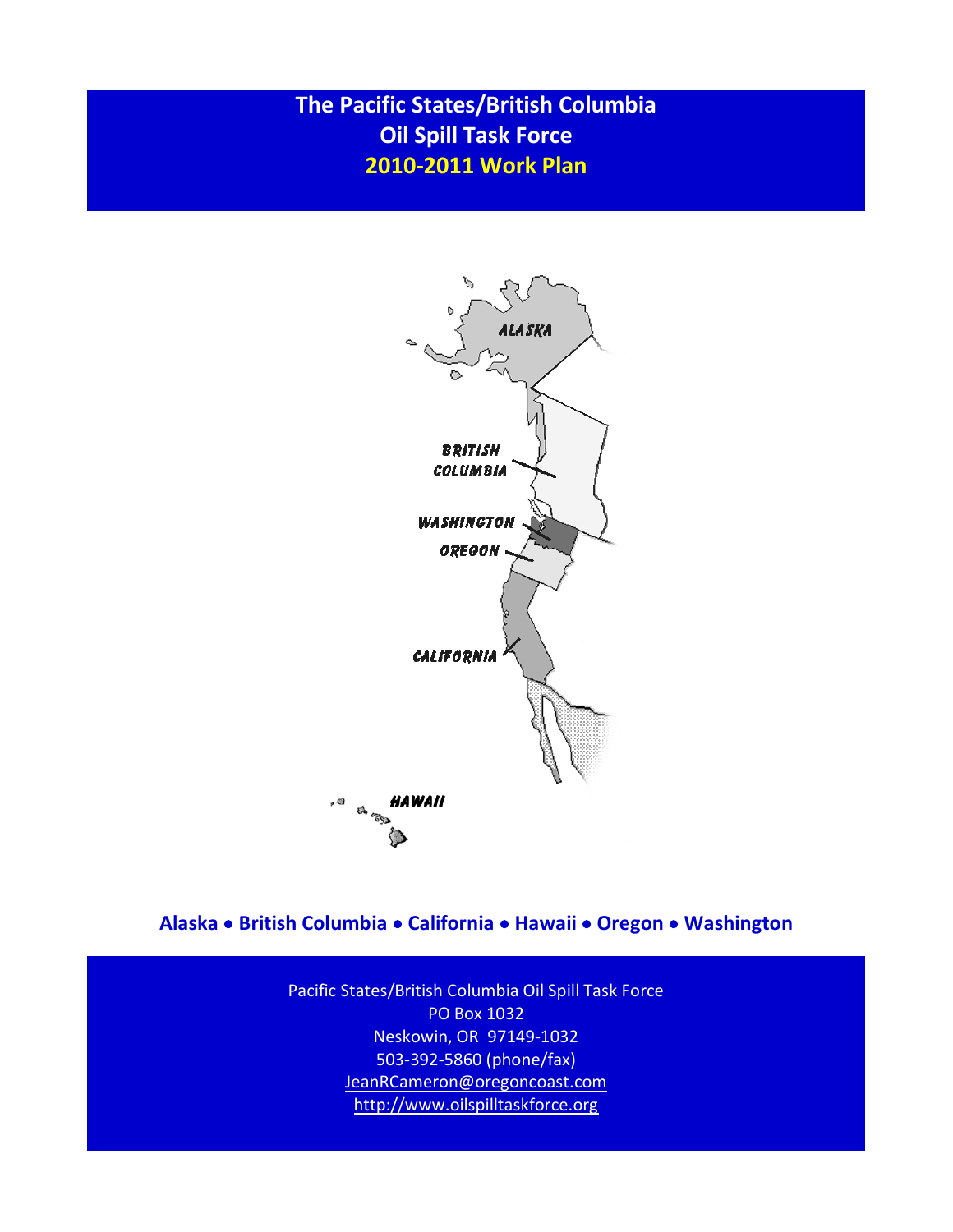# The Pacific States/British Columbia Oil Spill Task Force

## 2010-2011 Work Plan

**Alaska • British Columbia • California • Hawaii • Oregon • Washington**

Pacific States/British Columbia Oil Spill Task Force
PO Box 1032
Neskowin, OR 97149-1032
503-392-5860 (phone/fax)
JeanRCameron@oregoncoast.com
http://www.oilspilltaskforce.org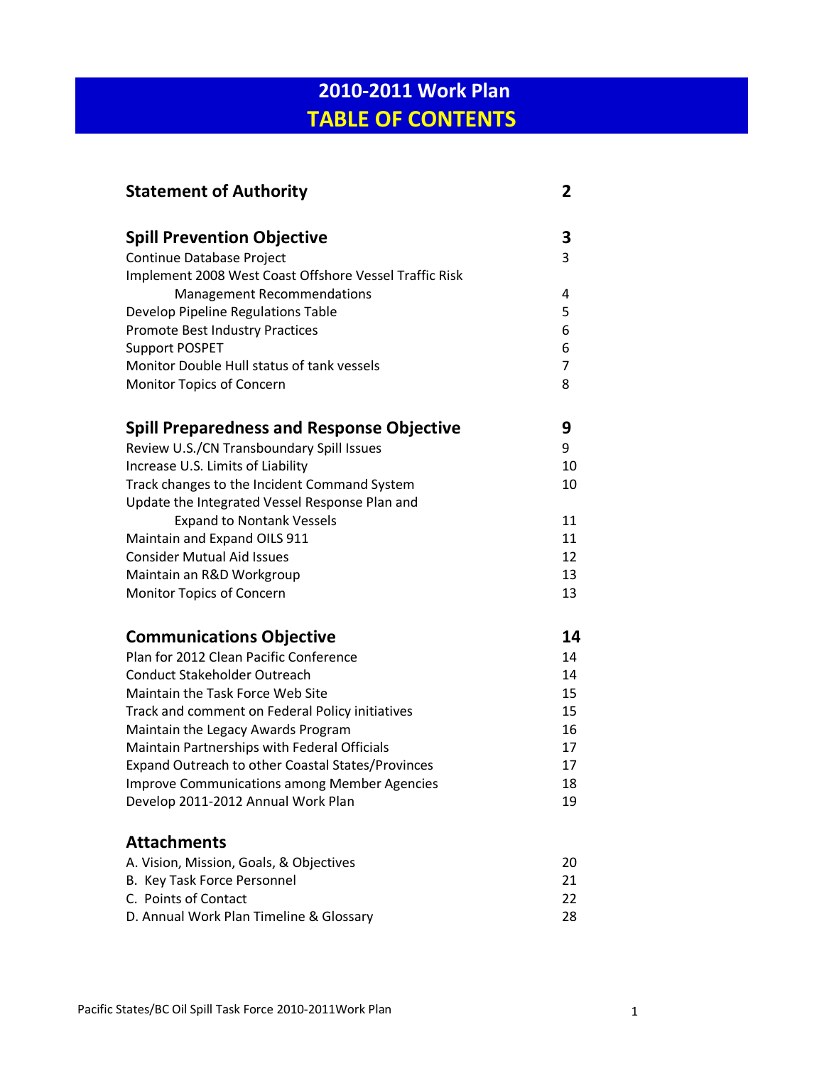# 2010-2011 Work Plan
# TABLE OF CONTENTS

| | |
|---|---|
| **Statement of Authority** | **2** |
| | |
| **Spill Prevention Objective** | **3** |
| Continue Database Project | 3 |
| Implement 2008 West Coast Offshore Vessel Traffic Risk Management Recommendations | 4 |
| Develop Pipeline Regulations Table | 5 |
| Promote Best Industry Practices | 6 |
| Support POSPET | 6 |
| Monitor Double Hull status of tank vessels | 7 |
| Monitor Topics of Concern | 8 |
| | |
| **Spill Preparedness and Response Objective** | **9** |
| Review U.S./CN Transboundary Spill Issues | 9 |
| Increase U.S. Limits of Liability | 10 |
| Track changes to the Incident Command System | 10 |
| Update the Integrated Vessel Response Plan and Expand to Nontank Vessels | 11 |
| Maintain and Expand OILS 911 | 11 |
| Consider Mutual Aid Issues | 12 |
| Maintain an R&D Workgroup | 13 |
| Monitor Topics of Concern | 13 |
| | |
| **Communications Objective** | **14** |
| Plan for 2012 Clean Pacific Conference | 14 |
| Conduct Stakeholder Outreach | 14 |
| Maintain the Task Force Web Site | 15 |
| Track and comment on Federal Policy initiatives | 15 |
| Maintain the Legacy Awards Program | 16 |
| Maintain Partnerships with Federal Officials | 17 |
| Expand Outreach to other Coastal States/Provinces | 17 |
| Improve Communications among Member Agencies | 18 |
| Develop 2011-2012 Annual Work Plan | 19 |
| | |
| **Attachments** | |
| A. Vision, Mission, Goals, & Objectives | 20 |
| B. Key Task Force Personnel | 21 |
| C. Points of Contact | 22 |
| D. Annual Work Plan Timeline & Glossary | 28 |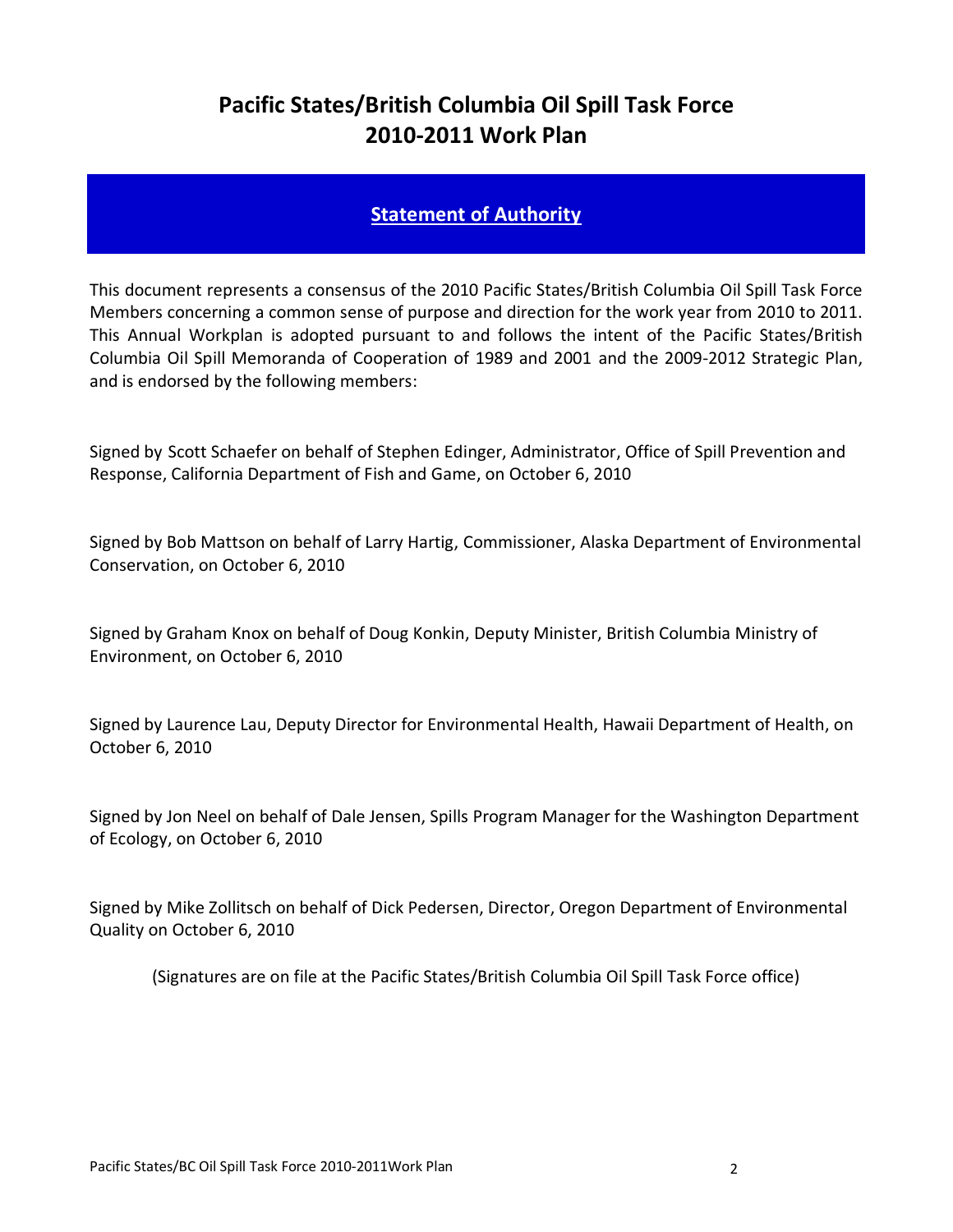# Pacific States/British Columbia Oil Spill Task Force
# 2010-2011 Work Plan

## Statement of Authority

This document represents a consensus of the 2010 Pacific States/British Columbia Oil Spill Task Force Members concerning a common sense of purpose and direction for the work year from 2010 to 2011. This Annual Workplan is adopted pursuant to and follows the intent of the Pacific States/British Columbia Oil Spill Memoranda of Cooperation of 1989 and 2001 and the 2009-2012 Strategic Plan, and is endorsed by the following members:

Signed by Scott Schaefer on behalf of Stephen Edinger, Administrator, Office of Spill Prevention and Response, California Department of Fish and Game, on October 6, 2010

Signed by Bob Mattson on behalf of Larry Hartig, Commissioner, Alaska Department of Environmental Conservation, on October 6, 2010

Signed by Graham Knox on behalf of Doug Konkin, Deputy Minister, British Columbia Ministry of Environment, on October 6, 2010

Signed by Laurence Lau, Deputy Director for Environmental Health, Hawaii Department of Health, on October 6, 2010

Signed by Jon Neel on behalf of Dale Jensen, Spills Program Manager for the Washington Department of Ecology, on October 6, 2010

Signed by Mike Zollitsch on behalf of Dick Pedersen, Director, Oregon Department of Environmental Quality on October 6, 2010

(Signatures are on file at the Pacific States/British Columbia Oil Spill Task Force office)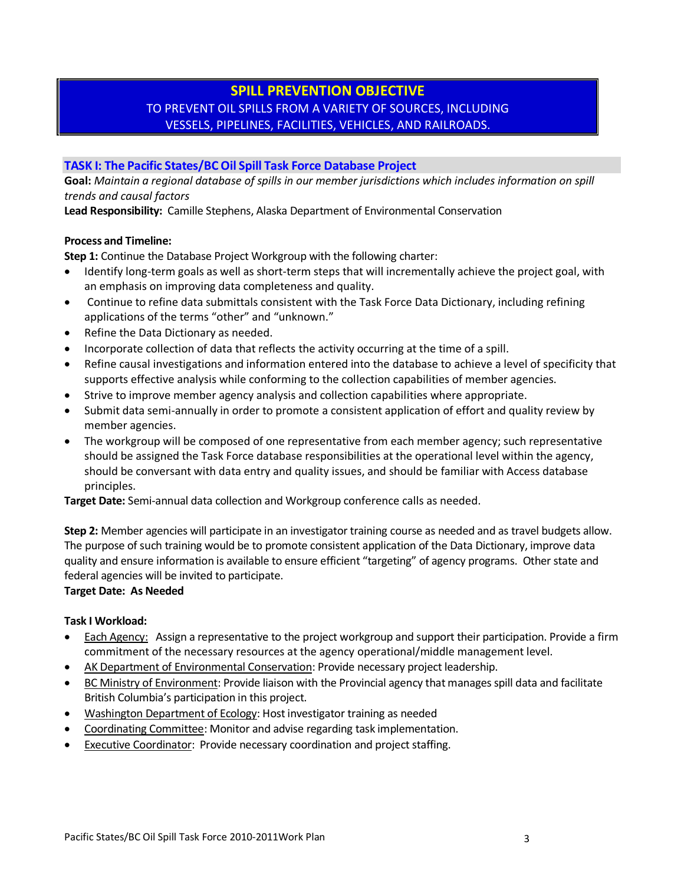# SPILL PREVENTION OBJECTIVE

TO PREVENT OIL SPILLS FROM A VARIETY OF SOURCES, INCLUDING VESSELS, PIPELINES, FACILITIES, VEHICLES, AND RAILROADS.

## TASK I: The Pacific States/BC Oil Spill Task Force Database Project

**Goal:** *Maintain a regional database of spills in our member jurisdictions which includes information on spill trends and causal factors*

**Lead Responsibility:** Camille Stephens, Alaska Department of Environmental Conservation

**Process and Timeline:**

**Step 1:** Continue the Database Project Workgroup with the following charter:

- Identify long-term goals as well as short-term steps that will incrementally achieve the project goal, with an emphasis on improving data completeness and quality.
- Continue to refine data submittals consistent with the Task Force Data Dictionary, including refining applications of the terms "other" and "unknown."
- Refine the Data Dictionary as needed.
- Incorporate collection of data that reflects the activity occurring at the time of a spill.
- Refine causal investigations and information entered into the database to achieve a level of specificity that supports effective analysis while conforming to the collection capabilities of member agencies.
- Strive to improve member agency analysis and collection capabilities where appropriate.
- Submit data semi-annually in order to promote a consistent application of effort and quality review by member agencies.
- The workgroup will be composed of one representative from each member agency; such representative should be assigned the Task Force database responsibilities at the operational level within the agency, should be conversant with data entry and quality issues, and should be familiar with Access database principles.

**Target Date:** Semi-annual data collection and Workgroup conference calls as needed.

**Step 2:** Member agencies will participate in an investigator training course as needed and as travel budgets allow. The purpose of such training would be to promote consistent application of the Data Dictionary, improve data quality and ensure information is available to ensure efficient "targeting" of agency programs. Other state and federal agencies will be invited to participate.

**Target Date: As Needed**

**Task I Workload:**

- Each Agency: Assign a representative to the project workgroup and support their participation. Provide a firm commitment of the necessary resources at the agency operational/middle management level.
- AK Department of Environmental Conservation: Provide necessary project leadership.
- BC Ministry of Environment: Provide liaison with the Provincial agency that manages spill data and facilitate British Columbia's participation in this project.
- Washington Department of Ecology: Host investigator training as needed
- Coordinating Committee: Monitor and advise regarding task implementation.
- Executive Coordinator: Provide necessary coordination and project staffing.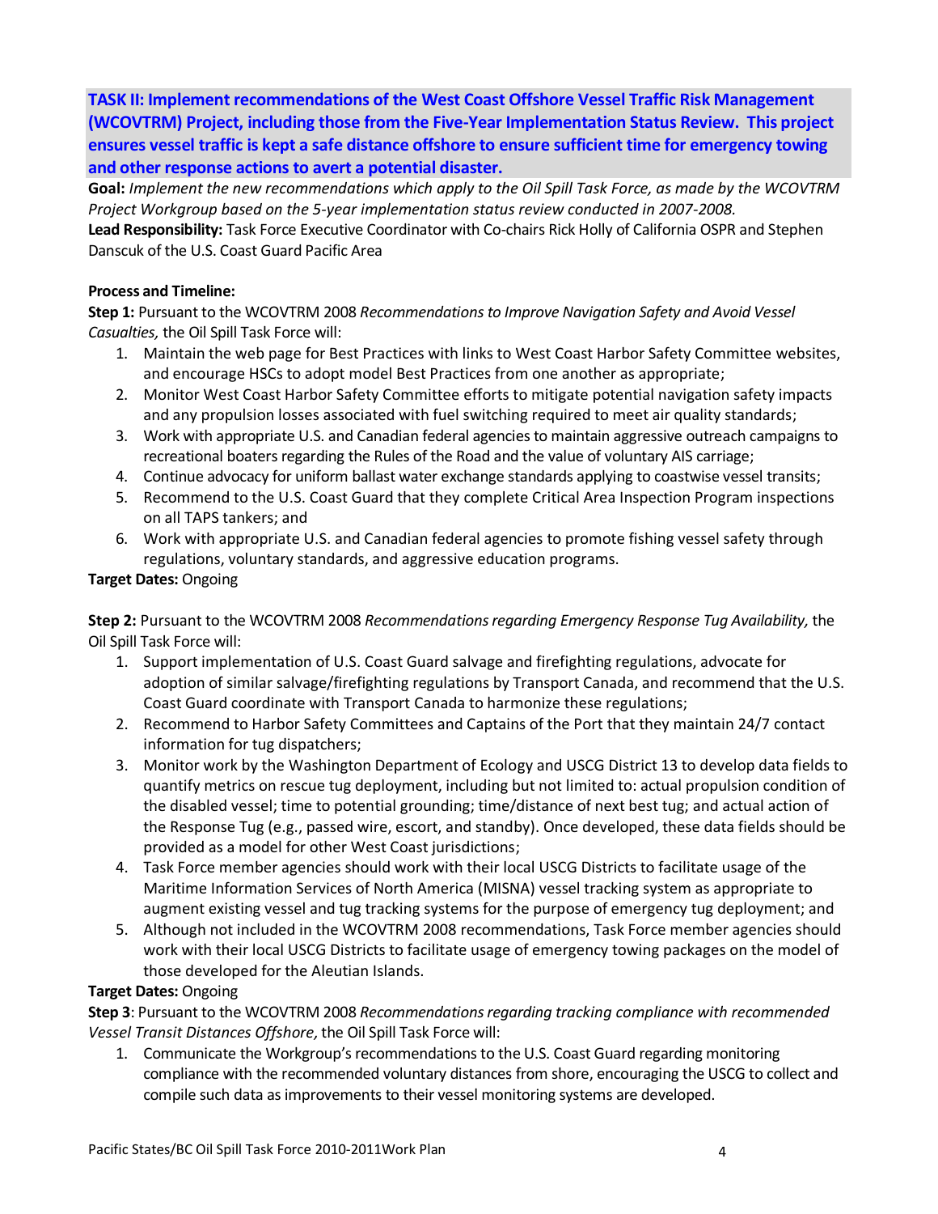**TASK II: Implement recommendations of the West Coast Offshore Vessel Traffic Risk Management (WCOVTRM) Project, including those from the Five-Year Implementation Status Review. This project ensures vessel traffic is kept a safe distance offshore to ensure sufficient time for emergency towing and other response actions to avert a potential disaster.**

**Goal:** *Implement the new recommendations which apply to the Oil Spill Task Force, as made by the WCOVTRM Project Workgroup based on the 5-year implementation status review conducted in 2007-2008.*

**Lead Responsibility:** Task Force Executive Coordinator with Co-chairs Rick Holly of California OSPR and Stephen Danscuk of the U.S. Coast Guard Pacific Area

**Process and Timeline:**

**Step 1:** Pursuant to the WCOVTRM 2008 *Recommendations to Improve Navigation Safety and Avoid Vessel Casualties,* the Oil Spill Task Force will:

1. Maintain the web page for Best Practices with links to West Coast Harbor Safety Committee websites, and encourage HSCs to adopt model Best Practices from one another as appropriate;
2. Monitor West Coast Harbor Safety Committee efforts to mitigate potential navigation safety impacts and any propulsion losses associated with fuel switching required to meet air quality standards;
3. Work with appropriate U.S. and Canadian federal agencies to maintain aggressive outreach campaigns to recreational boaters regarding the Rules of the Road and the value of voluntary AIS carriage;
4. Continue advocacy for uniform ballast water exchange standards applying to coastwise vessel transits;
5. Recommend to the U.S. Coast Guard that they complete Critical Area Inspection Program inspections on all TAPS tankers; and
6. Work with appropriate U.S. and Canadian federal agencies to promote fishing vessel safety through regulations, voluntary standards, and aggressive education programs.

**Target Dates:** Ongoing

**Step 2:** Pursuant to the WCOVTRM 2008 *Recommendations regarding Emergency Response Tug Availability,* the Oil Spill Task Force will:

1. Support implementation of U.S. Coast Guard salvage and firefighting regulations, advocate for adoption of similar salvage/firefighting regulations by Transport Canada, and recommend that the U.S. Coast Guard coordinate with Transport Canada to harmonize these regulations;
2. Recommend to Harbor Safety Committees and Captains of the Port that they maintain 24/7 contact information for tug dispatchers;
3. Monitor work by the Washington Department of Ecology and USCG District 13 to develop data fields to quantify metrics on rescue tug deployment, including but not limited to: actual propulsion condition of the disabled vessel; time to potential grounding; time/distance of next best tug; and actual action of the Response Tug (e.g., passed wire, escort, and standby). Once developed, these data fields should be provided as a model for other West Coast jurisdictions;
4. Task Force member agencies should work with their local USCG Districts to facilitate usage of the Maritime Information Services of North America (MISNA) vessel tracking system as appropriate to augment existing vessel and tug tracking systems for the purpose of emergency tug deployment; and
5. Although not included in the WCOVTRM 2008 recommendations, Task Force member agencies should work with their local USCG Districts to facilitate usage of emergency towing packages on the model of those developed for the Aleutian Islands.

**Target Dates:** Ongoing

**Step 3**: Pursuant to the WCOVTRM 2008 *Recommendations regarding tracking compliance with recommended Vessel Transit Distances Offshore,* the Oil Spill Task Force will:

1. Communicate the Workgroup's recommendations to the U.S. Coast Guard regarding monitoring compliance with the recommended voluntary distances from shore, encouraging the USCG to collect and compile such data as improvements to their vessel monitoring systems are developed.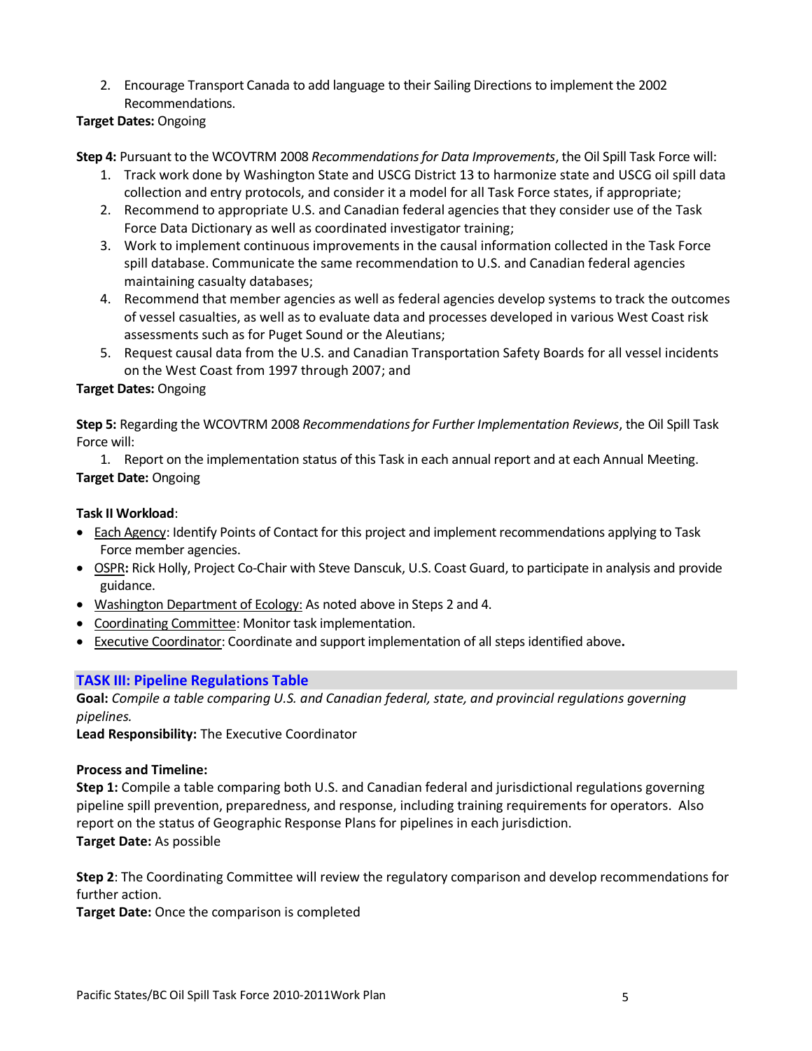2. Encourage Transport Canada to add language to their Sailing Directions to implement the 2002 Recommendations.

**Target Dates:** Ongoing

**Step 4:** Pursuant to the WCOVTRM 2008 *Recommendations for Data Improvements*, the Oil Spill Task Force will:

1. Track work done by Washington State and USCG District 13 to harmonize state and USCG oil spill data collection and entry protocols, and consider it a model for all Task Force states, if appropriate;
2. Recommend to appropriate U.S. and Canadian federal agencies that they consider use of the Task Force Data Dictionary as well as coordinated investigator training;
3. Work to implement continuous improvements in the causal information collected in the Task Force spill database. Communicate the same recommendation to U.S. and Canadian federal agencies maintaining casualty databases;
4. Recommend that member agencies as well as federal agencies develop systems to track the outcomes of vessel casualties, as well as to evaluate data and processes developed in various West Coast risk assessments such as for Puget Sound or the Aleutians;
5. Request causal data from the U.S. and Canadian Transportation Safety Boards for all vessel incidents on the West Coast from 1997 through 2007; and

**Target Dates:** Ongoing

**Step 5:** Regarding the WCOVTRM 2008 *Recommendations for Further Implementation Reviews*, the Oil Spill Task Force will:

1. Report on the implementation status of this Task in each annual report and at each Annual Meeting.

**Target Date:** Ongoing

**Task II Workload**:

- Each Agency: Identify Points of Contact for this project and implement recommendations applying to Task Force member agencies.
- OSPR**:** Rick Holly, Project Co-Chair with Steve Danscuk, U.S. Coast Guard, to participate in analysis and provide guidance.
- Washington Department of Ecology: As noted above in Steps 2 and 4.
- Coordinating Committee: Monitor task implementation.
- Executive Coordinator: Coordinate and support implementation of all steps identified above**.**

## TASK III: Pipeline Regulations Table

**Goal:** *Compile a table comparing U.S. and Canadian federal, state, and provincial regulations governing pipelines.*

**Lead Responsibility:** The Executive Coordinator

**Process and Timeline:**

**Step 1:** Compile a table comparing both U.S. and Canadian federal and jurisdictional regulations governing pipeline spill prevention, preparedness, and response, including training requirements for operators. Also report on the status of Geographic Response Plans for pipelines in each jurisdiction.

**Target Date:** As possible

**Step 2**: The Coordinating Committee will review the regulatory comparison and develop recommendations for further action.

**Target Date:** Once the comparison is completed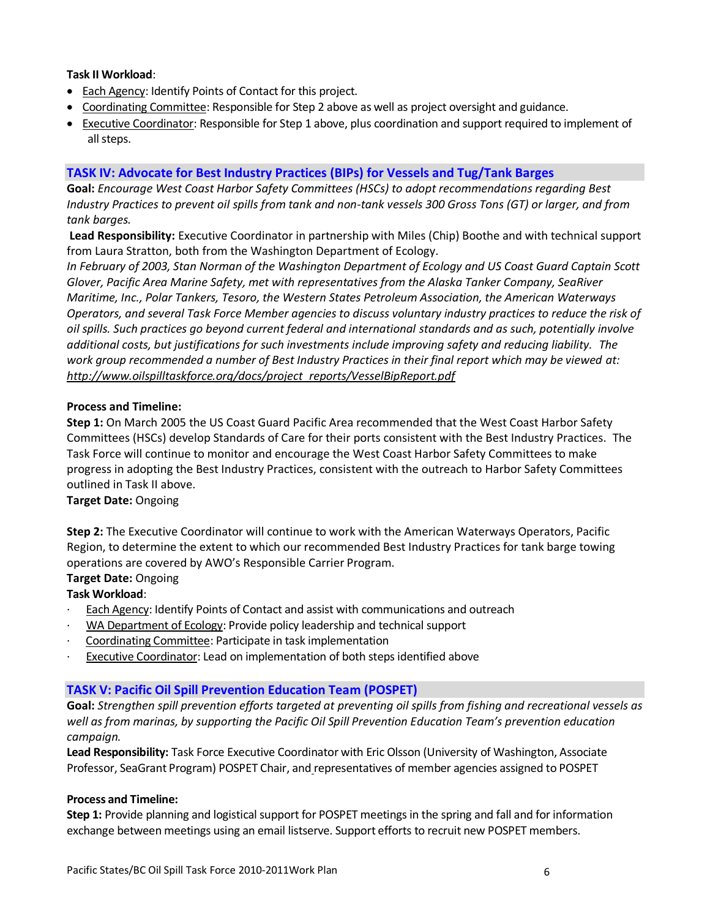**Task II Workload**:

- Each Agency: Identify Points of Contact for this project.
- Coordinating Committee: Responsible for Step 2 above as well as project oversight and guidance.
- Executive Coordinator: Responsible for Step 1 above, plus coordination and support required to implement of all steps.

## TASK IV: Advocate for Best Industry Practices (BIPs) for Vessels and Tug/Tank Barges

**Goal:** *Encourage West Coast Harbor Safety Committees (HSCs) to adopt recommendations regarding Best Industry Practices to prevent oil spills from tank and non-tank vessels 300 Gross Tons (GT) or larger, and from tank barges.*

**Lead Responsibility:** Executive Coordinator in partnership with Miles (Chip) Boothe and with technical support from Laura Stratton, both from the Washington Department of Ecology.

*In February of 2003, Stan Norman of the Washington Department of Ecology and US Coast Guard Captain Scott Glover, Pacific Area Marine Safety, met with representatives from the Alaska Tanker Company, SeaRiver Maritime, Inc., Polar Tankers, Tesoro, the Western States Petroleum Association, the American Waterways Operators, and several Task Force Member agencies to discuss voluntary industry practices to reduce the risk of oil spills. Such practices go beyond current federal and international standards and as such, potentially involve additional costs, but justifications for such investments include improving safety and reducing liability. The work group recommended a number of Best Industry Practices in their final report which may be viewed at: http://www.oilspilltaskforce.org/docs/project_reports/VesselBipReport.pdf*

**Process and Timeline:**

**Step 1:** On March 2005 the US Coast Guard Pacific Area recommended that the West Coast Harbor Safety Committees (HSCs) develop Standards of Care for their ports consistent with the Best Industry Practices. The Task Force will continue to monitor and encourage the West Coast Harbor Safety Committees to make progress in adopting the Best Industry Practices, consistent with the outreach to Harbor Safety Committees outlined in Task II above.

**Target Date:** Ongoing

**Step 2:** The Executive Coordinator will continue to work with the American Waterways Operators, Pacific Region, to determine the extent to which our recommended Best Industry Practices for tank barge towing operations are covered by AWO's Responsible Carrier Program.

**Target Date:** Ongoing

**Task Workload**:

- Each Agency: Identify Points of Contact and assist with communications and outreach
- WA Department of Ecology: Provide policy leadership and technical support
- Coordinating Committee: Participate in task implementation
- Executive Coordinator: Lead on implementation of both steps identified above

## TASK V: Pacific Oil Spill Prevention Education Team (POSPET)

**Goal:** *Strengthen spill prevention efforts targeted at preventing oil spills from fishing and recreational vessels as well as from marinas, by supporting the Pacific Oil Spill Prevention Education Team's prevention education campaign.*

**Lead Responsibility:** Task Force Executive Coordinator with Eric Olsson (University of Washington, Associate Professor, SeaGrant Program) POSPET Chair, and representatives of member agencies assigned to POSPET

**Process and Timeline:**

**Step 1:** Provide planning and logistical support for POSPET meetings in the spring and fall and for information exchange between meetings using an email listserve. Support efforts to recruit new POSPET members.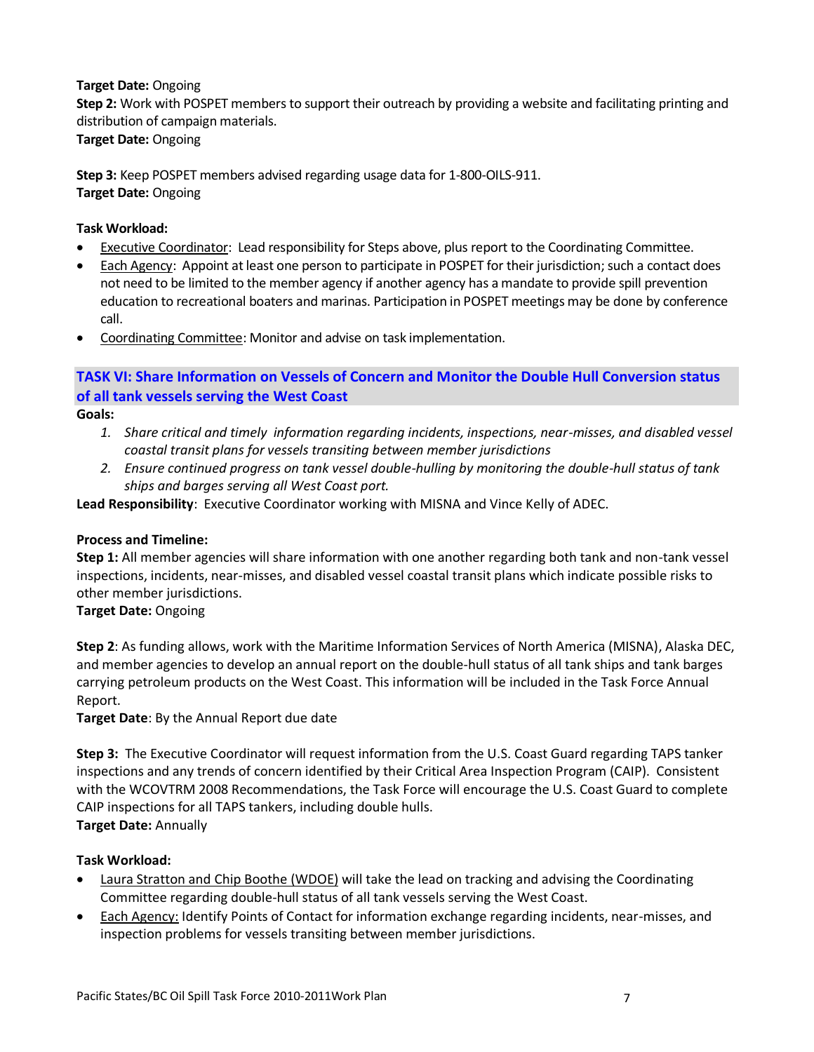**Target Date:** Ongoing

**Step 2:** Work with POSPET members to support their outreach by providing a website and facilitating printing and distribution of campaign materials.

**Target Date:** Ongoing

**Step 3:** Keep POSPET members advised regarding usage data for 1-800-OILS-911.

**Target Date:** Ongoing

**Task Workload:**

- Executive Coordinator: Lead responsibility for Steps above, plus report to the Coordinating Committee.
- Each Agency: Appoint at least one person to participate in POSPET for their jurisdiction; such a contact does not need to be limited to the member agency if another agency has a mandate to provide spill prevention education to recreational boaters and marinas. Participation in POSPET meetings may be done by conference call.
- Coordinating Committee: Monitor and advise on task implementation.

## TASK VI: Share Information on Vessels of Concern and Monitor the Double Hull Conversion status of all tank vessels serving the West Coast

**Goals:**

1. *Share critical and timely information regarding incidents, inspections, near-misses, and disabled vessel coastal transit plans for vessels transiting between member jurisdictions*
2. *Ensure continued progress on tank vessel double-hulling by monitoring the double-hull status of tank ships and barges serving all West Coast port.*

**Lead Responsibility**: Executive Coordinator working with MISNA and Vince Kelly of ADEC.

**Process and Timeline:**

**Step 1:** All member agencies will share information with one another regarding both tank and non-tank vessel inspections, incidents, near-misses, and disabled vessel coastal transit plans which indicate possible risks to other member jurisdictions.

**Target Date:** Ongoing

**Step 2**: As funding allows, work with the Maritime Information Services of North America (MISNA), Alaska DEC, and member agencies to develop an annual report on the double-hull status of all tank ships and tank barges carrying petroleum products on the West Coast. This information will be included in the Task Force Annual Report.

**Target Date**: By the Annual Report due date

**Step 3:** The Executive Coordinator will request information from the U.S. Coast Guard regarding TAPS tanker inspections and any trends of concern identified by their Critical Area Inspection Program (CAIP). Consistent with the WCOVTRM 2008 Recommendations, the Task Force will encourage the U.S. Coast Guard to complete CAIP inspections for all TAPS tankers, including double hulls.

**Target Date:** Annually

**Task Workload:**

- Laura Stratton and Chip Boothe (WDOE) will take the lead on tracking and advising the Coordinating Committee regarding double-hull status of all tank vessels serving the West Coast.
- Each Agency: Identify Points of Contact for information exchange regarding incidents, near-misses, and inspection problems for vessels transiting between member jurisdictions.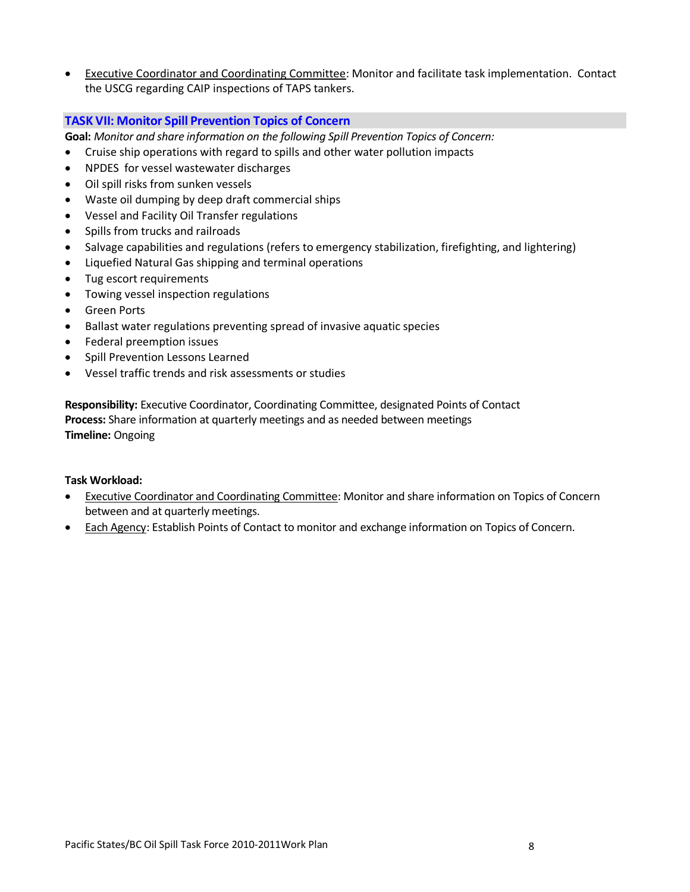- Executive Coordinator and Coordinating Committee: Monitor and facilitate task implementation. Contact the USCG regarding CAIP inspections of TAPS tankers.

## TASK VII: Monitor Spill Prevention Topics of Concern

**Goal:** *Monitor and share information on the following Spill Prevention Topics of Concern:*

- Cruise ship operations with regard to spills and other water pollution impacts
- NPDES for vessel wastewater discharges
- Oil spill risks from sunken vessels
- Waste oil dumping by deep draft commercial ships
- Vessel and Facility Oil Transfer regulations
- Spills from trucks and railroads
- Salvage capabilities and regulations (refers to emergency stabilization, firefighting, and lightering)
- Liquefied Natural Gas shipping and terminal operations
- Tug escort requirements
- Towing vessel inspection regulations
- Green Ports
- Ballast water regulations preventing spread of invasive aquatic species
- Federal preemption issues
- Spill Prevention Lessons Learned
- Vessel traffic trends and risk assessments or studies

**Responsibility:** Executive Coordinator, Coordinating Committee, designated Points of Contact
**Process:** Share information at quarterly meetings and as needed between meetings
**Timeline:** Ongoing

**Task Workload:**

- Executive Coordinator and Coordinating Committee: Monitor and share information on Topics of Concern between and at quarterly meetings.
- Each Agency: Establish Points of Contact to monitor and exchange information on Topics of Concern.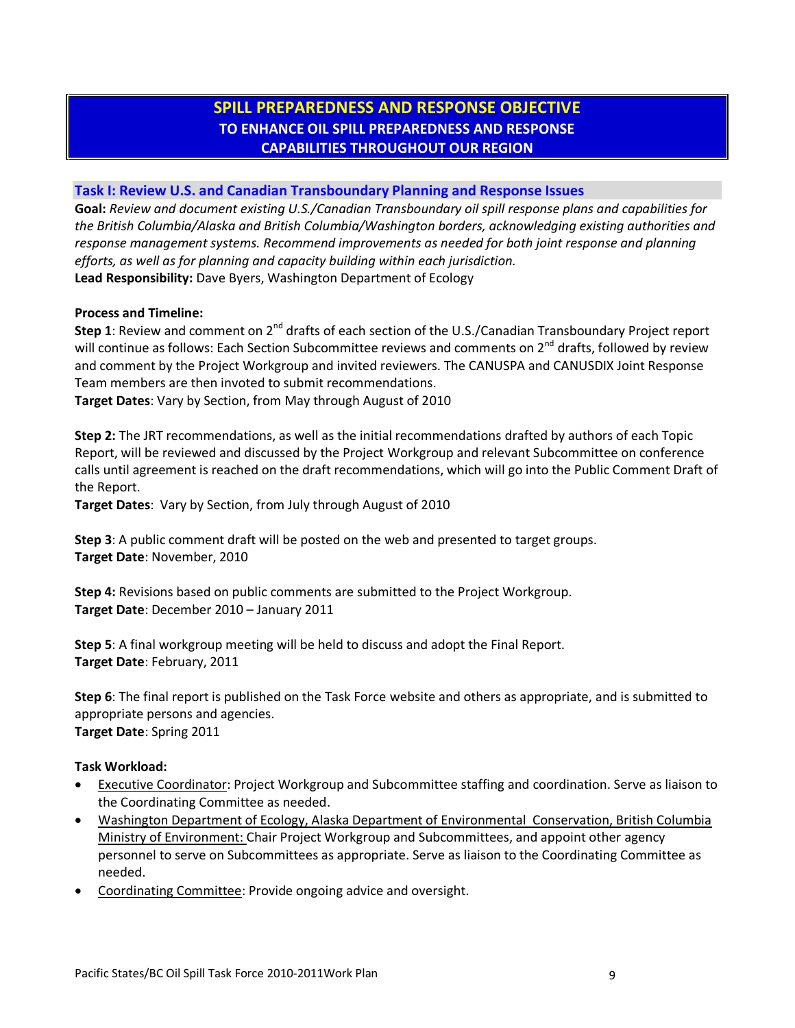# SPILL PREPAREDNESS AND RESPONSE OBJECTIVE

## TO ENHANCE OIL SPILL PREPAREDNESS AND RESPONSE CAPABILITIES THROUGHOUT OUR REGION

### Task I: Review U.S. and Canadian Transboundary Planning and Response Issues

**Goal:** *Review and document existing U.S./Canadian Transboundary oil spill response plans and capabilities for the British Columbia/Alaska and British Columbia/Washington borders, acknowledging existing authorities and response management systems. Recommend improvements as needed for both joint response and planning efforts, as well as for planning and capacity building within each jurisdiction.*

**Lead Responsibility:** Dave Byers, Washington Department of Ecology

**Process and Timeline:**

**Step 1**: Review and comment on 2nd drafts of each section of the U.S./Canadian Transboundary Project report will continue as follows: Each Section Subcommittee reviews and comments on 2nd drafts, followed by review and comment by the Project Workgroup and invited reviewers. The CANUSPA and CANUSDIX Joint Response Team members are then invoted to submit recommendations.

**Target Dates**: Vary by Section, from May through August of 2010

**Step 2:** The JRT recommendations, as well as the initial recommendations drafted by authors of each Topic Report, will be reviewed and discussed by the Project Workgroup and relevant Subcommittee on conference calls until agreement is reached on the draft recommendations, which will go into the Public Comment Draft of the Report.

**Target Dates**: Vary by Section, from July through August of 2010

**Step 3**: A public comment draft will be posted on the web and presented to target groups.

**Target Date**: November, 2010

**Step 4:** Revisions based on public comments are submitted to the Project Workgroup.

**Target Date**: December 2010 – January 2011

**Step 5**: A final workgroup meeting will be held to discuss and adopt the Final Report.

**Target Date**: February, 2011

**Step 6**: The final report is published on the Task Force website and others as appropriate, and is submitted to appropriate persons and agencies.

**Target Date**: Spring 2011

**Task Workload:**

- Executive Coordinator: Project Workgroup and Subcommittee staffing and coordination. Serve as liaison to the Coordinating Committee as needed.
- Washington Department of Ecology, Alaska Department of Environmental Conservation, British Columbia Ministry of Environment: Chair Project Workgroup and Subcommittees, and appoint other agency personnel to serve on Subcommittees as appropriate. Serve as liaison to the Coordinating Committee as needed.
- Coordinating Committee: Provide ongoing advice and oversight.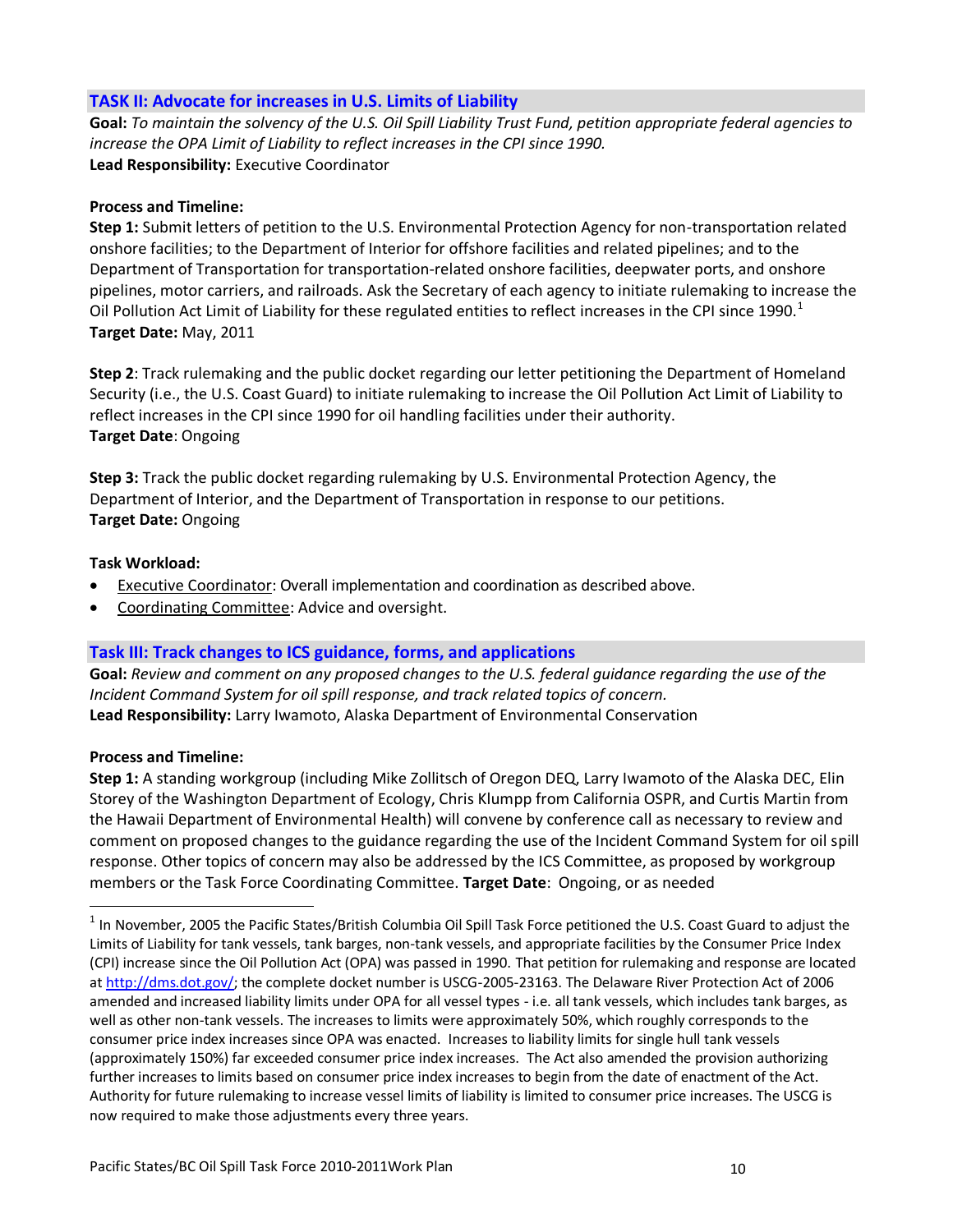## TASK II: Advocate for increases in U.S. Limits of Liability

**Goal:** *To maintain the solvency of the U.S. Oil Spill Liability Trust Fund, petition appropriate federal agencies to increase the OPA Limit of Liability to reflect increases in the CPI since 1990.*
**Lead Responsibility:** Executive Coordinator

**Process and Timeline:**

**Step 1:** Submit letters of petition to the U.S. Environmental Protection Agency for non-transportation related onshore facilities; to the Department of Interior for offshore facilities and related pipelines; and to the Department of Transportation for transportation-related onshore facilities, deepwater ports, and onshore pipelines, motor carriers, and railroads. Ask the Secretary of each agency to initiate rulemaking to increase the Oil Pollution Act Limit of Liability for these regulated entities to reflect increases in the CPI since 1990.[1]
**Target Date:** May, 2011

**Step 2**: Track rulemaking and the public docket regarding our letter petitioning the Department of Homeland Security (i.e., the U.S. Coast Guard) to initiate rulemaking to increase the Oil Pollution Act Limit of Liability to reflect increases in the CPI since 1990 for oil handling facilities under their authority.
**Target Date**: Ongoing

**Step 3:** Track the public docket regarding rulemaking by U.S. Environmental Protection Agency, the Department of Interior, and the Department of Transportation in response to our petitions.
**Target Date:** Ongoing

**Task Workload:**

- Executive Coordinator: Overall implementation and coordination as described above.
- Coordinating Committee: Advice and oversight.

## Task III: Track changes to ICS guidance, forms, and applications

**Goal:** *Review and comment on any proposed changes to the U.S. federal guidance regarding the use of the Incident Command System for oil spill response, and track related topics of concern.*
**Lead Responsibility:** Larry Iwamoto, Alaska Department of Environmental Conservation

**Process and Timeline:**

**Step 1:** A standing workgroup (including Mike Zollitsch of Oregon DEQ, Larry Iwamoto of the Alaska DEC, Elin Storey of the Washington Department of Ecology, Chris Klumpp from California OSPR, and Curtis Martin from the Hawaii Department of Environmental Health) will convene by conference call as necessary to review and comment on proposed changes to the guidance regarding the use of the Incident Command System for oil spill response. Other topics of concern may also be addressed by the ICS Committee, as proposed by workgroup members or the Task Force Coordinating Committee. **Target Date**: Ongoing, or as needed

---

[1] In November, 2005 the Pacific States/British Columbia Oil Spill Task Force petitioned the U.S. Coast Guard to adjust the Limits of Liability for tank vessels, tank barges, non-tank vessels, and appropriate facilities by the Consumer Price Index (CPI) increase since the Oil Pollution Act (OPA) was passed in 1990. That petition for rulemaking and response are located at http://dms.dot.gov/; the complete docket number is USCG-2005-23163. The Delaware River Protection Act of 2006 amended and increased liability limits under OPA for all vessel types - i.e. all tank vessels, which includes tank barges, as well as other non-tank vessels. The increases to limits were approximately 50%, which roughly corresponds to the consumer price index increases since OPA was enacted. Increases to liability limits for single hull tank vessels (approximately 150%) far exceeded consumer price index increases. The Act also amended the provision authorizing further increases to limits based on consumer price index increases to begin from the date of enactment of the Act. Authority for future rulemaking to increase vessel limits of liability is limited to consumer price increases. The USCG is now required to make those adjustments every three years.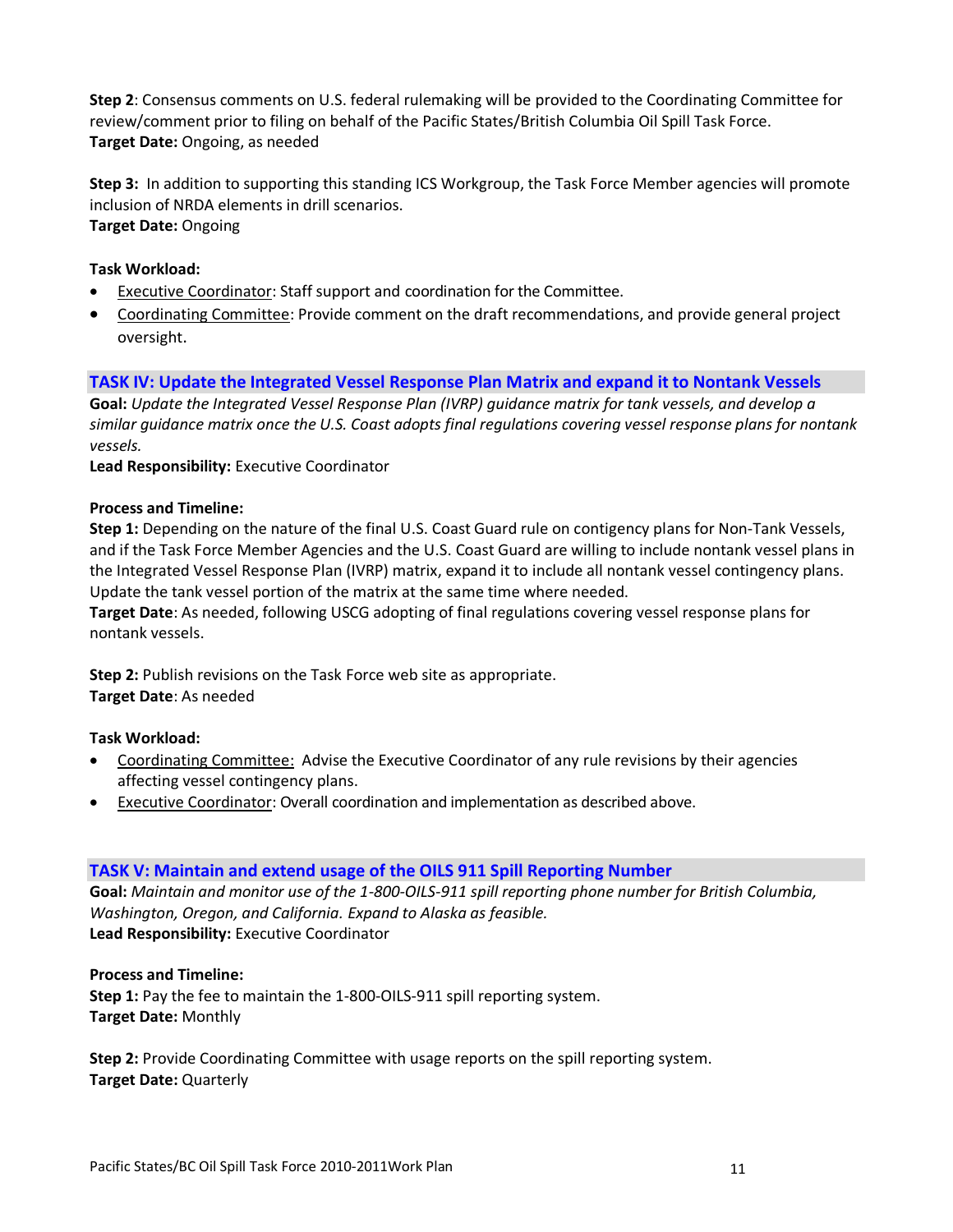**Step 2**: Consensus comments on U.S. federal rulemaking will be provided to the Coordinating Committee for review/comment prior to filing on behalf of the Pacific States/British Columbia Oil Spill Task Force.
**Target Date:** Ongoing, as needed

**Step 3:** In addition to supporting this standing ICS Workgroup, the Task Force Member agencies will promote inclusion of NRDA elements in drill scenarios.
**Target Date:** Ongoing

**Task Workload:**

- Executive Coordinator: Staff support and coordination for the Committee.
- Coordinating Committee: Provide comment on the draft recommendations, and provide general project oversight.

## TASK IV: Update the Integrated Vessel Response Plan Matrix and expand it to Nontank Vessels

**Goal:** *Update the Integrated Vessel Response Plan (IVRP) guidance matrix for tank vessels, and develop a similar guidance matrix once the U.S. Coast adopts final regulations covering vessel response plans for nontank vessels.*
**Lead Responsibility:** Executive Coordinator

**Process and Timeline:**
**Step 1:** Depending on the nature of the final U.S. Coast Guard rule on contigency plans for Non-Tank Vessels, and if the Task Force Member Agencies and the U.S. Coast Guard are willing to include nontank vessel plans in the Integrated Vessel Response Plan (IVRP) matrix, expand it to include all nontank vessel contingency plans. Update the tank vessel portion of the matrix at the same time where needed.
**Target Date**: As needed, following USCG adopting of final regulations covering vessel response plans for nontank vessels.

**Step 2:** Publish revisions on the Task Force web site as appropriate.
**Target Date**: As needed

**Task Workload:**

- Coordinating Committee: Advise the Executive Coordinator of any rule revisions by their agencies affecting vessel contingency plans.
- Executive Coordinator: Overall coordination and implementation as described above.

## TASK V: Maintain and extend usage of the OILS 911 Spill Reporting Number

**Goal:** *Maintain and monitor use of the 1-800-OILS-911 spill reporting phone number for British Columbia, Washington, Oregon, and California. Expand to Alaska as feasible.*
**Lead Responsibility:** Executive Coordinator

**Process and Timeline:**
**Step 1:** Pay the fee to maintain the 1-800-OILS-911 spill reporting system.
**Target Date:** Monthly

**Step 2:** Provide Coordinating Committee with usage reports on the spill reporting system.
**Target Date:** Quarterly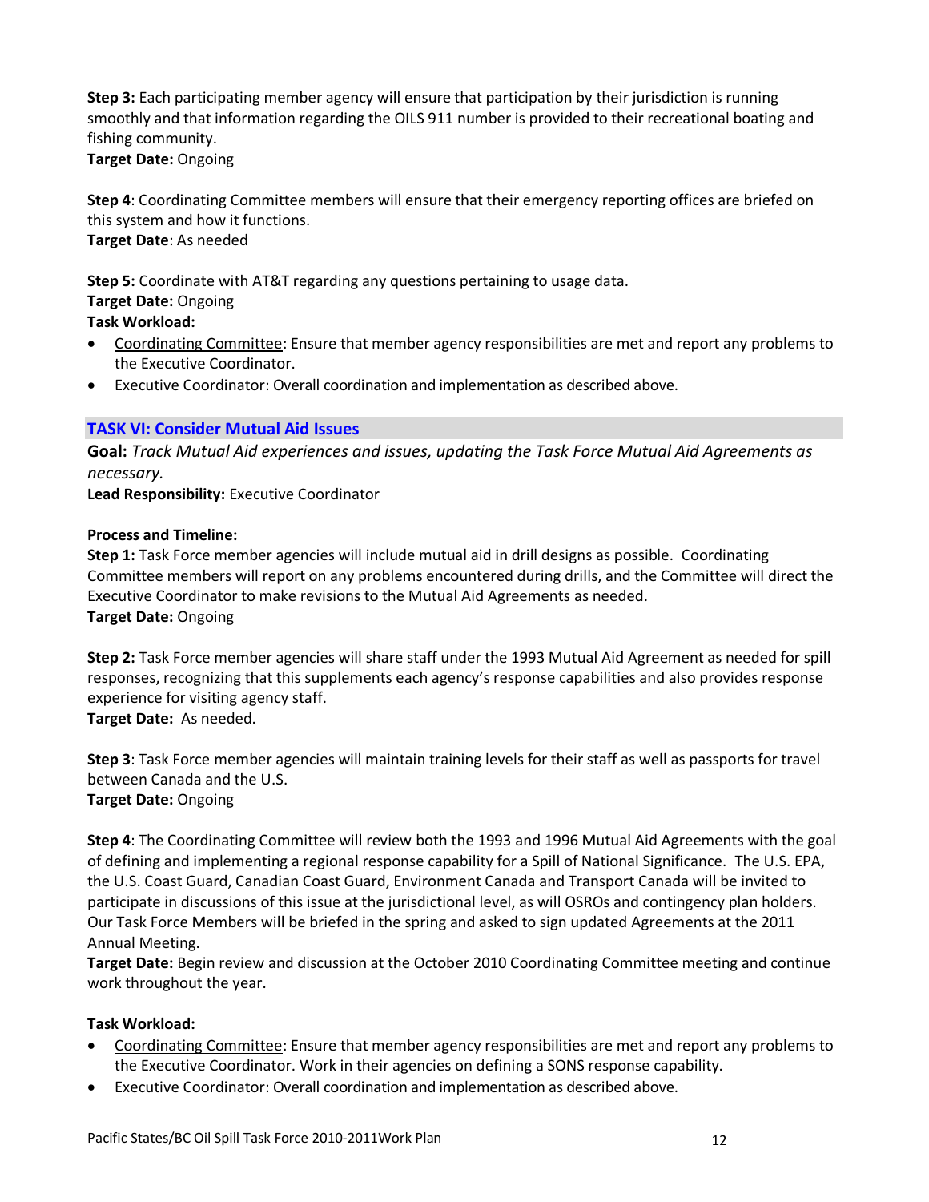**Step 3:** Each participating member agency will ensure that participation by their jurisdiction is running smoothly and that information regarding the OILS 911 number is provided to their recreational boating and fishing community.
**Target Date:** Ongoing

**Step 4**: Coordinating Committee members will ensure that their emergency reporting offices are briefed on this system and how it functions.
**Target Date**: As needed

**Step 5:** Coordinate with AT&T regarding any questions pertaining to usage data.
**Target Date:** Ongoing
**Task Workload:**

- Coordinating Committee: Ensure that member agency responsibilities are met and report any problems to the Executive Coordinator.
- Executive Coordinator: Overall coordination and implementation as described above.

### TASK VI: Consider Mutual Aid Issues

**Goal:** *Track Mutual Aid experiences and issues, updating the Task Force Mutual Aid Agreements as necessary.*
**Lead Responsibility:** Executive Coordinator

**Process and Timeline:**
**Step 1:** Task Force member agencies will include mutual aid in drill designs as possible. Coordinating Committee members will report on any problems encountered during drills, and the Committee will direct the Executive Coordinator to make revisions to the Mutual Aid Agreements as needed.
**Target Date:** Ongoing

**Step 2:** Task Force member agencies will share staff under the 1993 Mutual Aid Agreement as needed for spill responses, recognizing that this supplements each agency's response capabilities and also provides response experience for visiting agency staff.
**Target Date:** As needed.

**Step 3**: Task Force member agencies will maintain training levels for their staff as well as passports for travel between Canada and the U.S.
**Target Date:** Ongoing

**Step 4**: The Coordinating Committee will review both the 1993 and 1996 Mutual Aid Agreements with the goal of defining and implementing a regional response capability for a Spill of National Significance. The U.S. EPA, the U.S. Coast Guard, Canadian Coast Guard, Environment Canada and Transport Canada will be invited to participate in discussions of this issue at the jurisdictional level, as will OSROs and contingency plan holders. Our Task Force Members will be briefed in the spring and asked to sign updated Agreements at the 2011 Annual Meeting.
**Target Date:** Begin review and discussion at the October 2010 Coordinating Committee meeting and continue work throughout the year.

**Task Workload:**

- Coordinating Committee: Ensure that member agency responsibilities are met and report any problems to the Executive Coordinator. Work in their agencies on defining a SONS response capability.
- Executive Coordinator: Overall coordination and implementation as described above.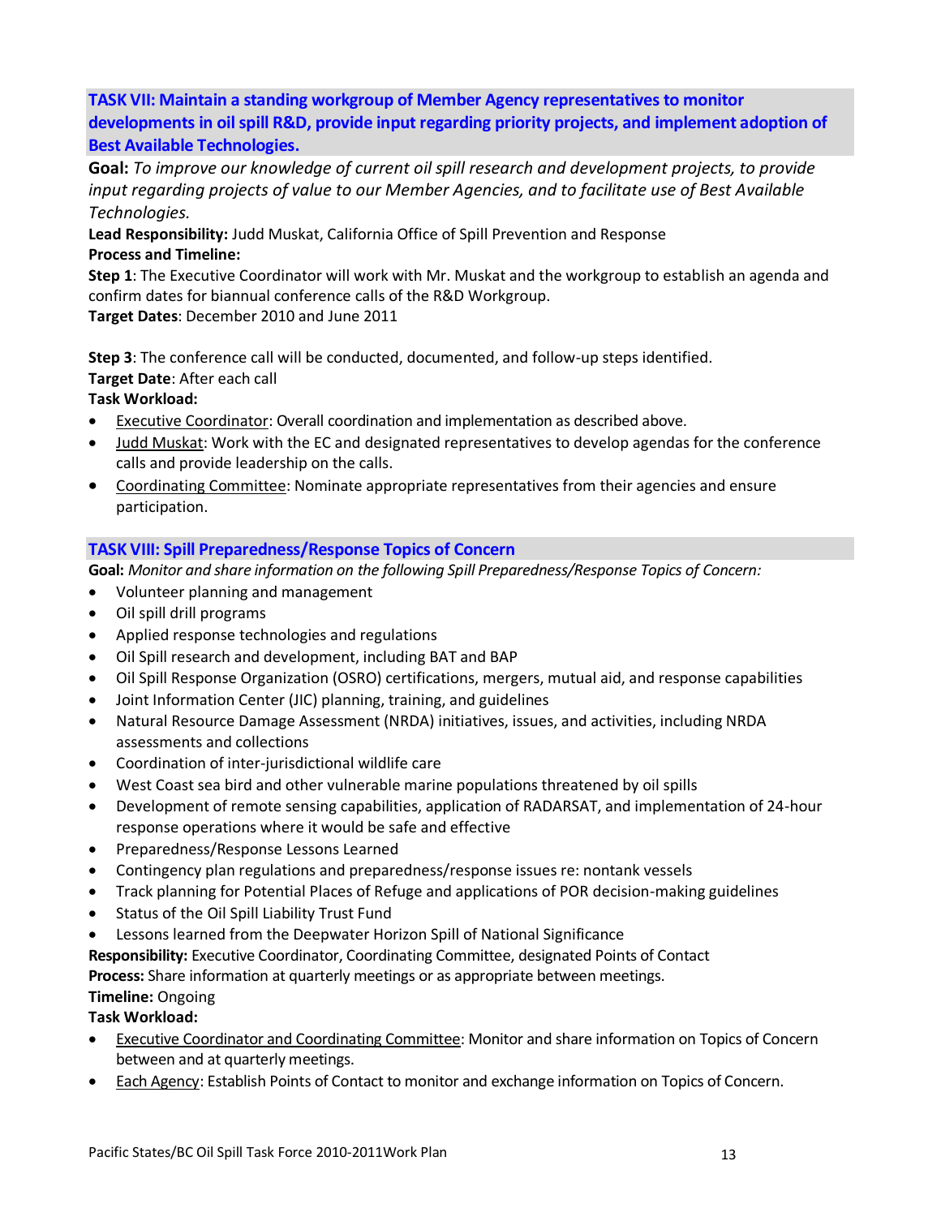### TASK VII: Maintain a standing workgroup of Member Agency representatives to monitor developments in oil spill R&D, provide input regarding priority projects, and implement adoption of Best Available Technologies.

**Goal:** *To improve our knowledge of current oil spill research and development projects, to provide input regarding projects of value to our Member Agencies, and to facilitate use of Best Available Technologies.*

**Lead Responsibility:** Judd Muskat, California Office of Spill Prevention and Response

**Process and Timeline:**

**Step 1**: The Executive Coordinator will work with Mr. Muskat and the workgroup to establish an agenda and confirm dates for biannual conference calls of the R&D Workgroup.

**Target Dates**: December 2010 and June 2011

**Step 3**: The conference call will be conducted, documented, and follow-up steps identified.

**Target Date**: After each call

**Task Workload:**

- Executive Coordinator: Overall coordination and implementation as described above.
- Judd Muskat: Work with the EC and designated representatives to develop agendas for the conference calls and provide leadership on the calls.
- Coordinating Committee: Nominate appropriate representatives from their agencies and ensure participation.

### TASK VIII: Spill Preparedness/Response Topics of Concern

**Goal:** *Monitor and share information on the following Spill Preparedness/Response Topics of Concern:*

- Volunteer planning and management
- Oil spill drill programs
- Applied response technologies and regulations
- Oil Spill research and development, including BAT and BAP
- Oil Spill Response Organization (OSRO) certifications, mergers, mutual aid, and response capabilities
- Joint Information Center (JIC) planning, training, and guidelines
- Natural Resource Damage Assessment (NRDA) initiatives, issues, and activities, including NRDA assessments and collections
- Coordination of inter-jurisdictional wildlife care
- West Coast sea bird and other vulnerable marine populations threatened by oil spills
- Development of remote sensing capabilities, application of RADARSAT, and implementation of 24-hour response operations where it would be safe and effective
- Preparedness/Response Lessons Learned
- Contingency plan regulations and preparedness/response issues re: nontank vessels
- Track planning for Potential Places of Refuge and applications of POR decision-making guidelines
- Status of the Oil Spill Liability Trust Fund
- Lessons learned from the Deepwater Horizon Spill of National Significance

**Responsibility:** Executive Coordinator, Coordinating Committee, designated Points of Contact

**Process:** Share information at quarterly meetings or as appropriate between meetings.

**Timeline:** Ongoing

**Task Workload:**

- Executive Coordinator and Coordinating Committee: Monitor and share information on Topics of Concern between and at quarterly meetings.
- Each Agency: Establish Points of Contact to monitor and exchange information on Topics of Concern.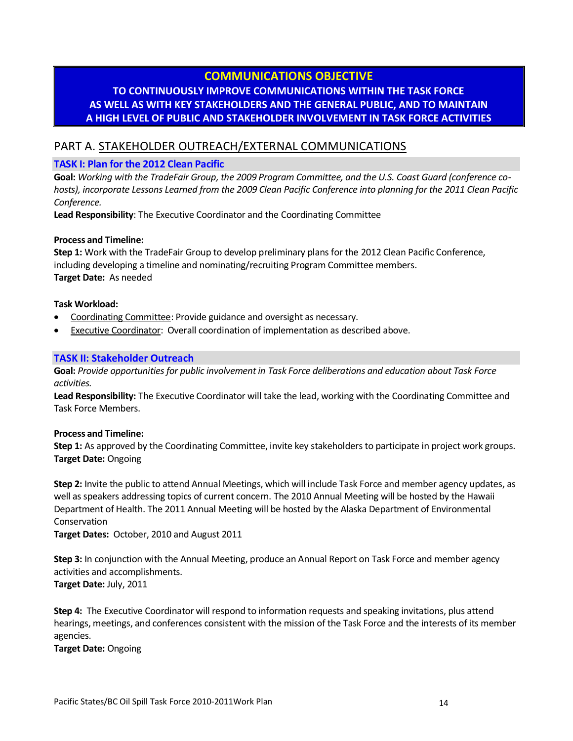## COMMUNICATIONS OBJECTIVE

**TO CONTINUOUSLY IMPROVE COMMUNICATIONS WITHIN THE TASK FORCE AS WELL AS WITH KEY STAKEHOLDERS AND THE GENERAL PUBLIC, AND TO MAINTAIN A HIGH LEVEL OF PUBLIC AND STAKEHOLDER INVOLVEMENT IN TASK FORCE ACTIVITIES**

## PART A. STAKEHOLDER OUTREACH/EXTERNAL COMMUNICATIONS

### TASK I: Plan for the 2012 Clean Pacific

**Goal:** *Working with the TradeFair Group, the 2009 Program Committee, and the U.S. Coast Guard (conference co-hosts), incorporate Lessons Learned from the 2009 Clean Pacific Conference into planning for the 2011 Clean Pacific Conference.*

**Lead Responsibility**: The Executive Coordinator and the Coordinating Committee

**Process and Timeline:**

**Step 1:** Work with the TradeFair Group to develop preliminary plans for the 2012 Clean Pacific Conference, including developing a timeline and nominating/recruiting Program Committee members.
**Target Date:** As needed

**Task Workload:**

- Coordinating Committee: Provide guidance and oversight as necessary.
- Executive Coordinator: Overall coordination of implementation as described above.

### TASK II: Stakeholder Outreach

**Goal:** *Provide opportunities for public involvement in Task Force deliberations and education about Task Force activities.*

**Lead Responsibility:** The Executive Coordinator will take the lead, working with the Coordinating Committee and Task Force Members.

**Process and Timeline:**

**Step 1:** As approved by the Coordinating Committee, invite key stakeholders to participate in project work groups.
**Target Date:** Ongoing

**Step 2:** Invite the public to attend Annual Meetings, which will include Task Force and member agency updates, as well as speakers addressing topics of current concern. The 2010 Annual Meeting will be hosted by the Hawaii Department of Health. The 2011 Annual Meeting will be hosted by the Alaska Department of Environmental Conservation
**Target Dates:** October, 2010 and August 2011

**Step 3:** In conjunction with the Annual Meeting, produce an Annual Report on Task Force and member agency activities and accomplishments.
**Target Date:** July, 2011

**Step 4:** The Executive Coordinator will respond to information requests and speaking invitations, plus attend hearings, meetings, and conferences consistent with the mission of the Task Force and the interests of its member agencies.
**Target Date:** Ongoing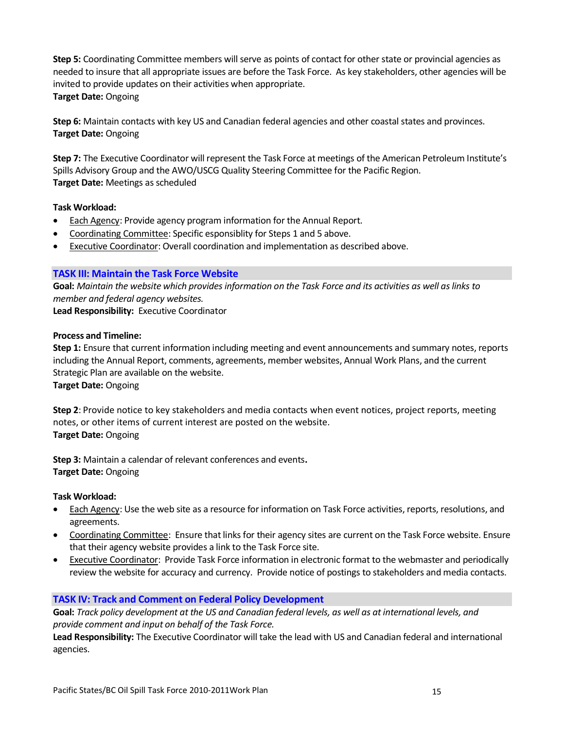**Step 5:** Coordinating Committee members will serve as points of contact for other state or provincial agencies as needed to insure that all appropriate issues are before the Task Force. As key stakeholders, other agencies will be invited to provide updates on their activities when appropriate.
**Target Date:** Ongoing

**Step 6:** Maintain contacts with key US and Canadian federal agencies and other coastal states and provinces.
**Target Date:** Ongoing

**Step 7:** The Executive Coordinator will represent the Task Force at meetings of the American Petroleum Institute's Spills Advisory Group and the AWO/USCG Quality Steering Committee for the Pacific Region.
**Target Date:** Meetings as scheduled

**Task Workload:**

- Each Agency: Provide agency program information for the Annual Report.
- Coordinating Committee: Specific esponsiblity for Steps 1 and 5 above.
- Executive Coordinator: Overall coordination and implementation as described above.

## TASK III: Maintain the Task Force Website

**Goal:** *Maintain the website which provides information on the Task Force and its activities as well as links to member and federal agency websites.*
**Lead Responsibility:** Executive Coordinator

**Process and Timeline:**
**Step 1:** Ensure that current information including meeting and event announcements and summary notes, reports including the Annual Report, comments, agreements, member websites, Annual Work Plans, and the current Strategic Plan are available on the website.
**Target Date:** Ongoing

**Step 2**: Provide notice to key stakeholders and media contacts when event notices, project reports, meeting notes, or other items of current interest are posted on the website.
**Target Date:** Ongoing

**Step 3:** Maintain a calendar of relevant conferences and events**.**
**Target Date:** Ongoing

**Task Workload:**

- Each Agency: Use the web site as a resource for information on Task Force activities, reports, resolutions, and agreements.
- Coordinating Committee: Ensure that links for their agency sites are current on the Task Force website. Ensure that their agency website provides a link to the Task Force site.
- Executive Coordinator: Provide Task Force information in electronic format to the webmaster and periodically review the website for accuracy and currency. Provide notice of postings to stakeholders and media contacts.

## TASK IV: Track and Comment on Federal Policy Development

**Goal:** *Track policy development at the US and Canadian federal levels, as well as at international levels, and provide comment and input on behalf of the Task Force.*
**Lead Responsibility:** The Executive Coordinator will take the lead with US and Canadian federal and international agencies.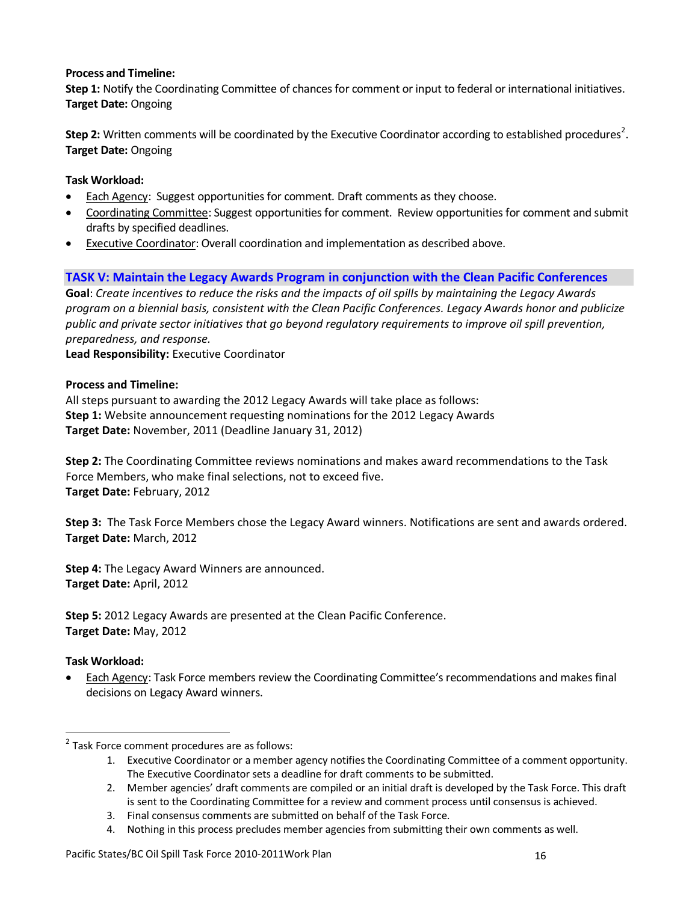**Process and Timeline:**

**Step 1:** Notify the Coordinating Committee of chances for comment or input to federal or international initiatives.
**Target Date:** Ongoing

**Step 2:** Written comments will be coordinated by the Executive Coordinator according to established procedures[2].
**Target Date:** Ongoing

**Task Workload:**

- Each Agency: Suggest opportunities for comment. Draft comments as they choose.
- Coordinating Committee: Suggest opportunities for comment. Review opportunities for comment and submit drafts by specified deadlines.
- Executive Coordinator: Overall coordination and implementation as described above.

## TASK V: Maintain the Legacy Awards Program in conjunction with the Clean Pacific Conferences

**Goal**: *Create incentives to reduce the risks and the impacts of oil spills by maintaining the Legacy Awards program on a biennial basis, consistent with the Clean Pacific Conferences. Legacy Awards honor and publicize public and private sector initiatives that go beyond regulatory requirements to improve oil spill prevention, preparedness, and response.*
**Lead Responsibility:** Executive Coordinator

**Process and Timeline:**

All steps pursuant to awarding the 2012 Legacy Awards will take place as follows:
**Step 1:** Website announcement requesting nominations for the 2012 Legacy Awards
**Target Date:** November, 2011 (Deadline January 31, 2012)

**Step 2:** The Coordinating Committee reviews nominations and makes award recommendations to the Task Force Members, who make final selections, not to exceed five.
**Target Date:** February, 2012

**Step 3:** The Task Force Members chose the Legacy Award winners. Notifications are sent and awards ordered.
**Target Date:** March, 2012

**Step 4:** The Legacy Award Winners are announced.
**Target Date:** April, 2012

**Step 5:** 2012 Legacy Awards are presented at the Clean Pacific Conference.
**Target Date:** May, 2012

**Task Workload:**

- Each Agency: Task Force members review the Coordinating Committee's recommendations and makes final decisions on Legacy Award winners.

---

[2] Task Force comment procedures are as follows:

1. Executive Coordinator or a member agency notifies the Coordinating Committee of a comment opportunity. The Executive Coordinator sets a deadline for draft comments to be submitted.
2. Member agencies' draft comments are compiled or an initial draft is developed by the Task Force. This draft is sent to the Coordinating Committee for a review and comment process until consensus is achieved.
3. Final consensus comments are submitted on behalf of the Task Force.
4. Nothing in this process precludes member agencies from submitting their own comments as well.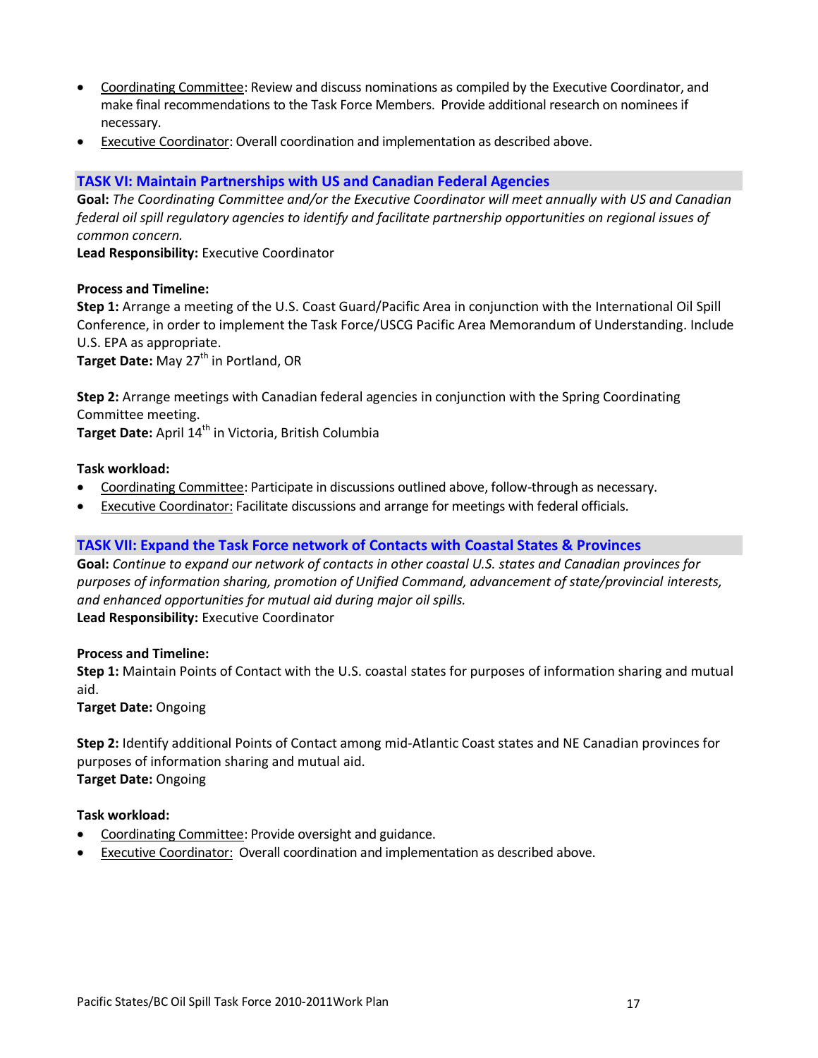- Coordinating Committee: Review and discuss nominations as compiled by the Executive Coordinator, and make final recommendations to the Task Force Members. Provide additional research on nominees if necessary.
- Executive Coordinator: Overall coordination and implementation as described above.

## TASK VI: Maintain Partnerships with US and Canadian Federal Agencies

**Goal:** *The Coordinating Committee and/or the Executive Coordinator will meet annually with US and Canadian federal oil spill regulatory agencies to identify and facilitate partnership opportunities on regional issues of common concern.*

**Lead Responsibility:** Executive Coordinator

**Process and Timeline:**

**Step 1:** Arrange a meeting of the U.S. Coast Guard/Pacific Area in conjunction with the International Oil Spill Conference, in order to implement the Task Force/USCG Pacific Area Memorandum of Understanding. Include U.S. EPA as appropriate.

**Target Date:** May 27th in Portland, OR

**Step 2:** Arrange meetings with Canadian federal agencies in conjunction with the Spring Coordinating Committee meeting.

**Target Date:** April 14th in Victoria, British Columbia

**Task workload:**

- Coordinating Committee: Participate in discussions outlined above, follow-through as necessary.
- Executive Coordinator: Facilitate discussions and arrange for meetings with federal officials.

## TASK VII: Expand the Task Force network of Contacts with Coastal States & Provinces

**Goal:** *Continue to expand our network of contacts in other coastal U.S. states and Canadian provinces for purposes of information sharing, promotion of Unified Command, advancement of state/provincial interests, and enhanced opportunities for mutual aid during major oil spills.*

**Lead Responsibility:** Executive Coordinator

**Process and Timeline:**

**Step 1:** Maintain Points of Contact with the U.S. coastal states for purposes of information sharing and mutual aid.

**Target Date:** Ongoing

**Step 2:** Identify additional Points of Contact among mid-Atlantic Coast states and NE Canadian provinces for purposes of information sharing and mutual aid.

**Target Date:** Ongoing

**Task workload:**

- Coordinating Committee: Provide oversight and guidance.
- Executive Coordinator: Overall coordination and implementation as described above.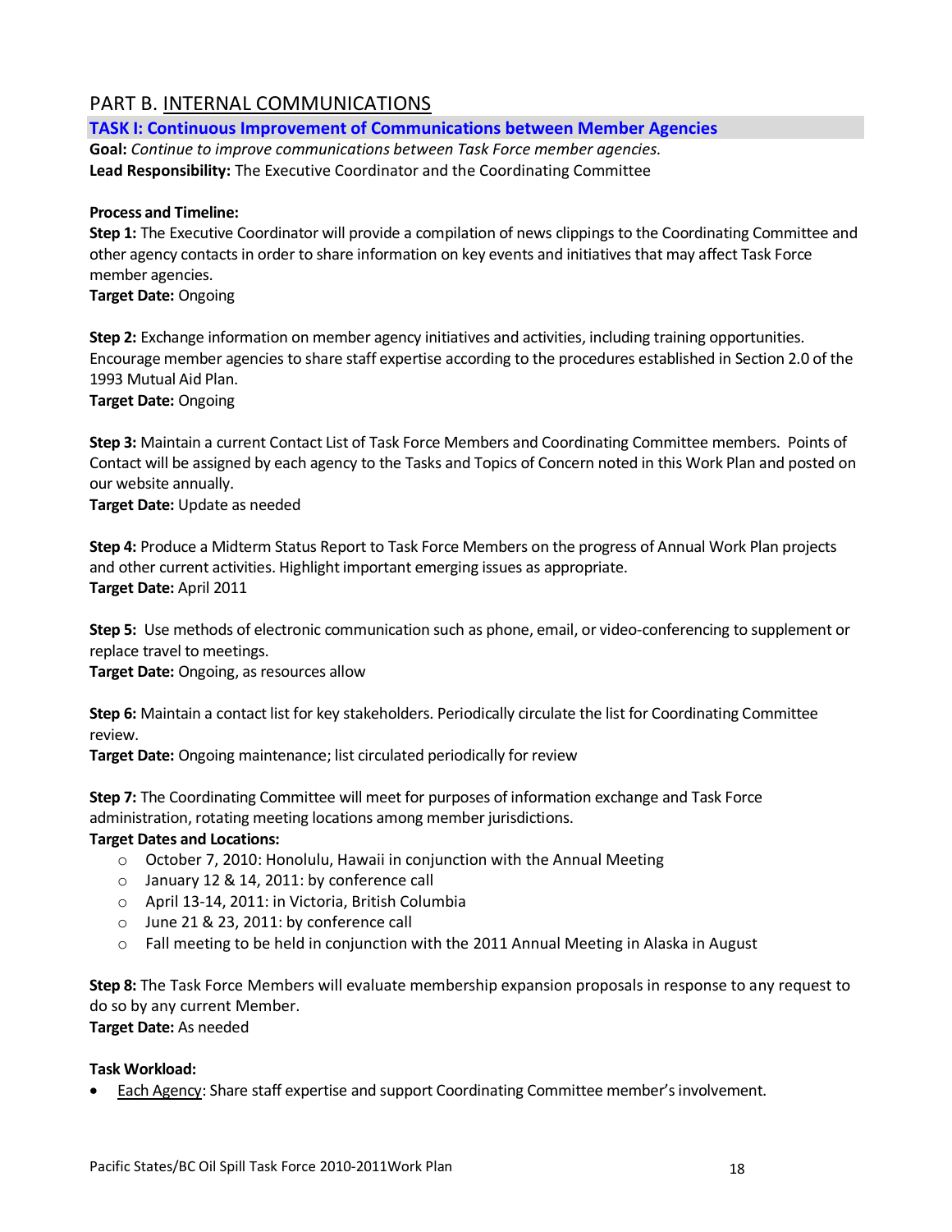## PART B. INTERNAL COMMUNICATIONS

### TASK I: Continuous Improvement of Communications between Member Agencies

**Goal:** *Continue to improve communications between Task Force member agencies.*
**Lead Responsibility:** The Executive Coordinator and the Coordinating Committee

**Process and Timeline:**

**Step 1:** The Executive Coordinator will provide a compilation of news clippings to the Coordinating Committee and other agency contacts in order to share information on key events and initiatives that may affect Task Force member agencies.
**Target Date:** Ongoing

**Step 2:** Exchange information on member agency initiatives and activities, including training opportunities. Encourage member agencies to share staff expertise according to the procedures established in Section 2.0 of the 1993 Mutual Aid Plan.
**Target Date:** Ongoing

**Step 3:** Maintain a current Contact List of Task Force Members and Coordinating Committee members. Points of Contact will be assigned by each agency to the Tasks and Topics of Concern noted in this Work Plan and posted on our website annually.
**Target Date:** Update as needed

**Step 4:** Produce a Midterm Status Report to Task Force Members on the progress of Annual Work Plan projects and other current activities. Highlight important emerging issues as appropriate.
**Target Date:** April 2011

**Step 5:** Use methods of electronic communication such as phone, email, or video-conferencing to supplement or replace travel to meetings.
**Target Date:** Ongoing, as resources allow

**Step 6:** Maintain a contact list for key stakeholders. Periodically circulate the list for Coordinating Committee review.
**Target Date:** Ongoing maintenance; list circulated periodically for review

**Step 7:** The Coordinating Committee will meet for purposes of information exchange and Task Force administration, rotating meeting locations among member jurisdictions.
**Target Dates and Locations:**

- October 7, 2010: Honolulu, Hawaii in conjunction with the Annual Meeting
- January 12 & 14, 2011: by conference call
- April 13-14, 2011: in Victoria, British Columbia
- June 21 & 23, 2011: by conference call
- Fall meeting to be held in conjunction with the 2011 Annual Meeting in Alaska in August

**Step 8:** The Task Force Members will evaluate membership expansion proposals in response to any request to do so by any current Member.
**Target Date:** As needed

**Task Workload:**

- Each Agency: Share staff expertise and support Coordinating Committee member's involvement.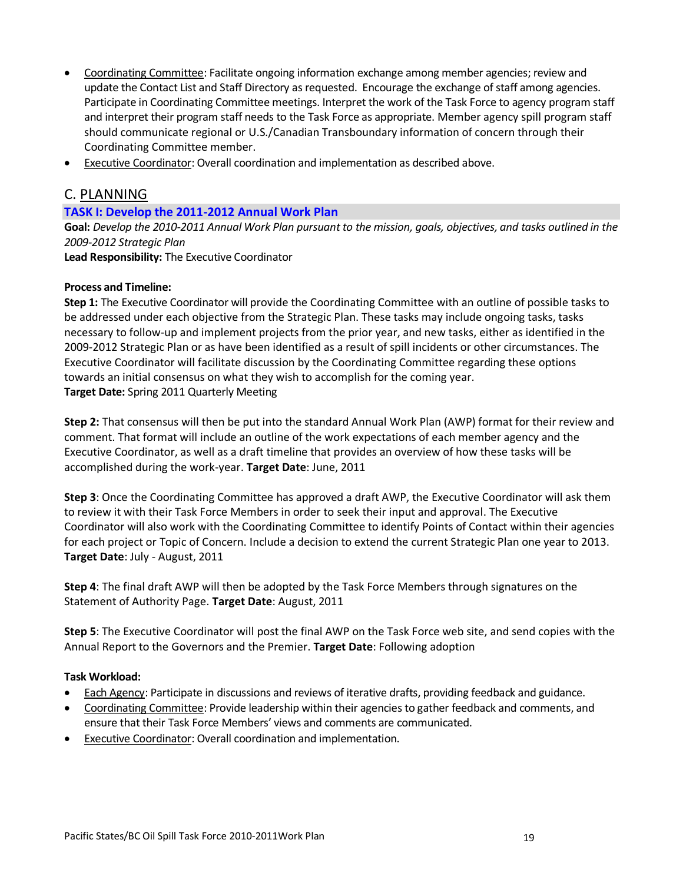- Coordinating Committee: Facilitate ongoing information exchange among member agencies; review and update the Contact List and Staff Directory as requested. Encourage the exchange of staff among agencies. Participate in Coordinating Committee meetings. Interpret the work of the Task Force to agency program staff and interpret their program staff needs to the Task Force as appropriate. Member agency spill program staff should communicate regional or U.S./Canadian Transboundary information of concern through their Coordinating Committee member.
- Executive Coordinator: Overall coordination and implementation as described above.

## C. PLANNING

### TASK I: Develop the 2011-2012 Annual Work Plan

**Goal:** *Develop the 2010-2011 Annual Work Plan pursuant to the mission, goals, objectives, and tasks outlined in the 2009-2012 Strategic Plan*

**Lead Responsibility:** The Executive Coordinator

**Process and Timeline:**

**Step 1:** The Executive Coordinator will provide the Coordinating Committee with an outline of possible tasks to be addressed under each objective from the Strategic Plan. These tasks may include ongoing tasks, tasks necessary to follow-up and implement projects from the prior year, and new tasks, either as identified in the 2009-2012 Strategic Plan or as have been identified as a result of spill incidents or other circumstances. The Executive Coordinator will facilitate discussion by the Coordinating Committee regarding these options towards an initial consensus on what they wish to accomplish for the coming year.
**Target Date:** Spring 2011 Quarterly Meeting

**Step 2:** That consensus will then be put into the standard Annual Work Plan (AWP) format for their review and comment. That format will include an outline of the work expectations of each member agency and the Executive Coordinator, as well as a draft timeline that provides an overview of how these tasks will be accomplished during the work-year. **Target Date**: June, 2011

**Step 3**: Once the Coordinating Committee has approved a draft AWP, the Executive Coordinator will ask them to review it with their Task Force Members in order to seek their input and approval. The Executive Coordinator will also work with the Coordinating Committee to identify Points of Contact within their agencies for each project or Topic of Concern. Include a decision to extend the current Strategic Plan one year to 2013.
**Target Date**: July - August, 2011

**Step 4**: The final draft AWP will then be adopted by the Task Force Members through signatures on the Statement of Authority Page. **Target Date**: August, 2011

**Step 5**: The Executive Coordinator will post the final AWP on the Task Force web site, and send copies with the Annual Report to the Governors and the Premier. **Target Date**: Following adoption

**Task Workload:**

- Each Agency: Participate in discussions and reviews of iterative drafts, providing feedback and guidance.
- Coordinating Committee: Provide leadership within their agencies to gather feedback and comments, and ensure that their Task Force Members' views and comments are communicated.
- Executive Coordinator: Overall coordination and implementation.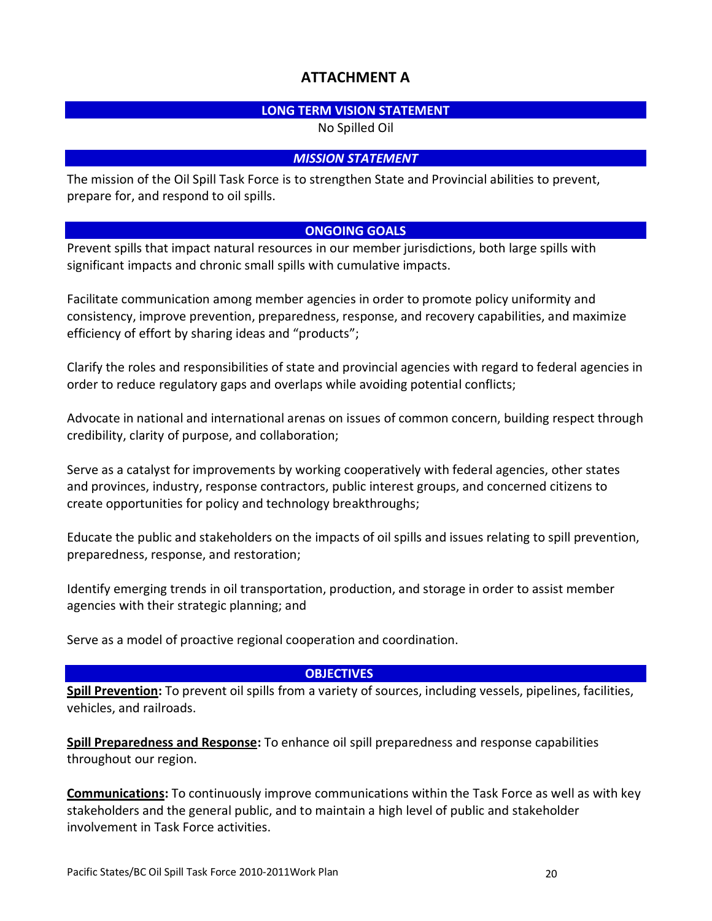# ATTACHMENT A

## LONG TERM VISION STATEMENT

No Spilled Oil

## *MISSION STATEMENT*

The mission of the Oil Spill Task Force is to strengthen State and Provincial abilities to prevent, prepare for, and respond to oil spills.

## ONGOING GOALS

Prevent spills that impact natural resources in our member jurisdictions, both large spills with significant impacts and chronic small spills with cumulative impacts.

Facilitate communication among member agencies in order to promote policy uniformity and consistency, improve prevention, preparedness, response, and recovery capabilities, and maximize efficiency of effort by sharing ideas and "products";

Clarify the roles and responsibilities of state and provincial agencies with regard to federal agencies in order to reduce regulatory gaps and overlaps while avoiding potential conflicts;

Advocate in national and international arenas on issues of common concern, building respect through credibility, clarity of purpose, and collaboration;

Serve as a catalyst for improvements by working cooperatively with federal agencies, other states and provinces, industry, response contractors, public interest groups, and concerned citizens to create opportunities for policy and technology breakthroughs;

Educate the public and stakeholders on the impacts of oil spills and issues relating to spill prevention, preparedness, response, and restoration;

Identify emerging trends in oil transportation, production, and storage in order to assist member agencies with their strategic planning; and

Serve as a model of proactive regional cooperation and coordination.

## OBJECTIVES

**Spill Prevention:** To prevent oil spills from a variety of sources, including vessels, pipelines, facilities, vehicles, and railroads.

**Spill Preparedness and Response:** To enhance oil spill preparedness and response capabilities throughout our region.

**Communications:** To continuously improve communications within the Task Force as well as with key stakeholders and the general public, and to maintain a high level of public and stakeholder involvement in Task Force activities.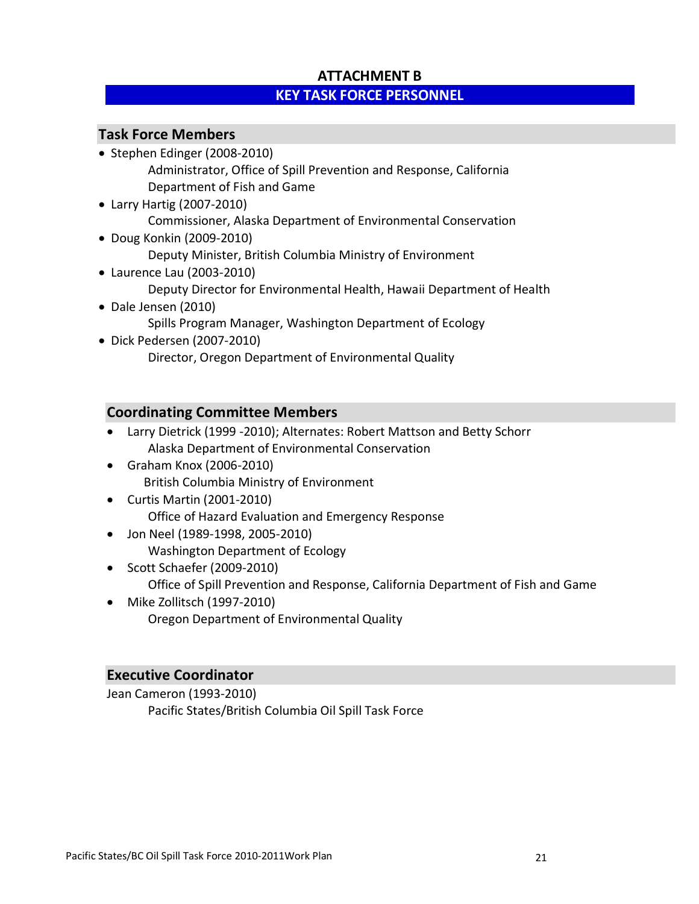# ATTACHMENT B

## KEY TASK FORCE PERSONNEL

### Task Force Members

- Stephen Edinger (2008-2010)
  Administrator, Office of Spill Prevention and Response, California Department of Fish and Game
- Larry Hartig (2007-2010)
  Commissioner, Alaska Department of Environmental Conservation
- Doug Konkin (2009-2010)
  Deputy Minister, British Columbia Ministry of Environment
- Laurence Lau (2003-2010)
  Deputy Director for Environmental Health, Hawaii Department of Health
- Dale Jensen (2010)
  Spills Program Manager, Washington Department of Ecology
- Dick Pedersen (2007-2010)
  Director, Oregon Department of Environmental Quality

### Coordinating Committee Members

- Larry Dietrick (1999 -2010); Alternates: Robert Mattson and Betty Schorr
  Alaska Department of Environmental Conservation
- Graham Knox (2006-2010)
  British Columbia Ministry of Environment
- Curtis Martin (2001-2010)
  Office of Hazard Evaluation and Emergency Response
- Jon Neel (1989-1998, 2005-2010)
  Washington Department of Ecology
- Scott Schaefer (2009-2010)
  Office of Spill Prevention and Response, California Department of Fish and Game
- Mike Zollitsch (1997-2010)
  Oregon Department of Environmental Quality

### Executive Coordinator

Jean Cameron (1993-2010)
Pacific States/British Columbia Oil Spill Task Force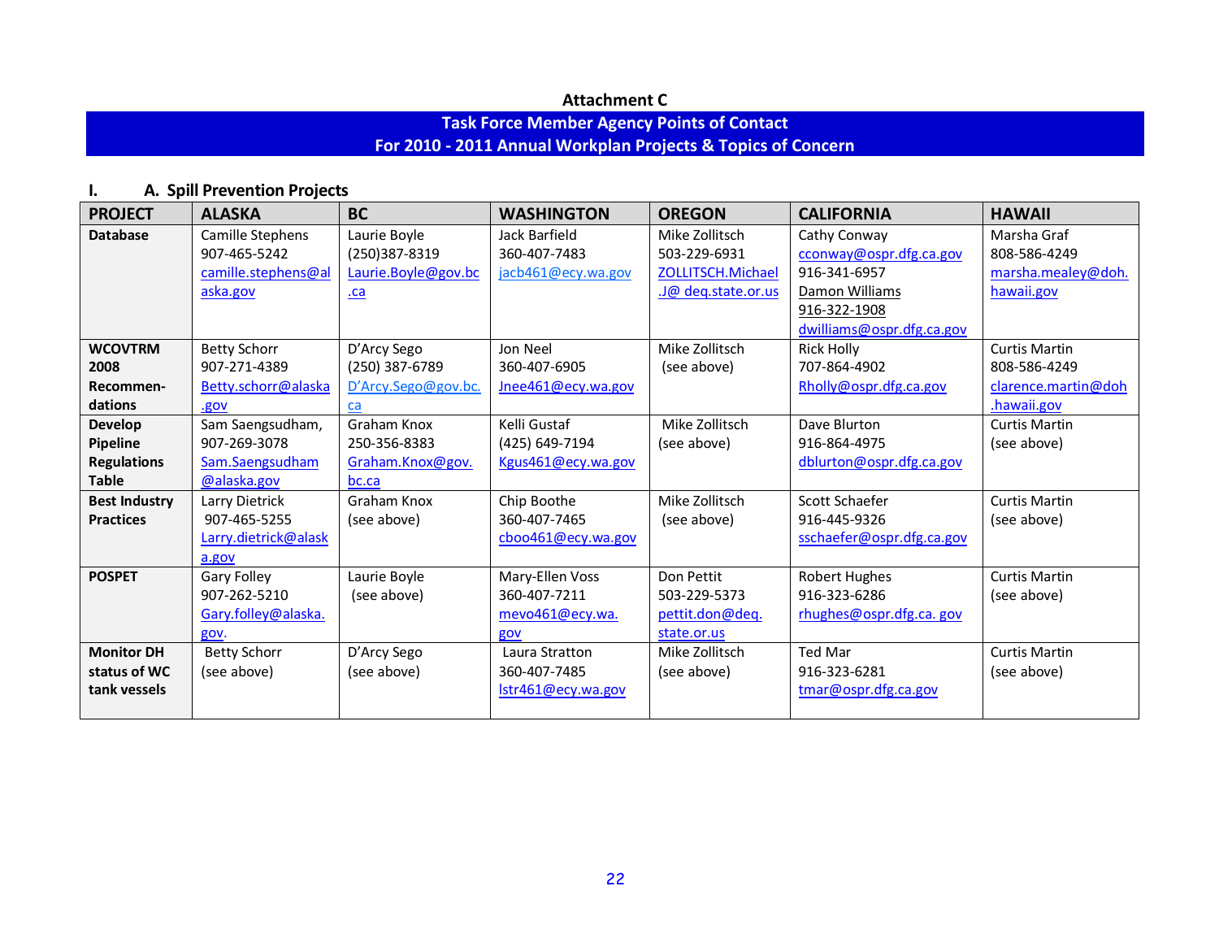**Attachment C**

## Task Force Member Agency Points of Contact
## For 2010 - 2011 Annual Workplan Projects & Topics of Concern

### I. A. Spill Prevention Projects

| PROJECT | ALASKA | BC | WASHINGTON | OREGON | CALIFORNIA | HAWAII |
|---|---|---|---|---|---|---|
| **Database** | Camille Stephens<br>907-465-5242<br>camille.stephens@alaska.gov | Laurie Boyle<br>(250)387-8319<br>Laurie.Boyle@gov.bc.ca | Jack Barfield<br>360-407-7483<br>jacb461@ecy.wa.gov | Mike Zollitsch<br>503-229-6931<br>ZOLLITSCH.Michael.J@ deq.state.or.us | Cathy Conway<br>cconway@ospr.dfg.ca.gov<br>916-341-6957<br>Damon Williams<br>916-322-1908<br>dwilliams@ospr.dfg.ca.gov | Marsha Graf<br>808-586-4249<br>marsha.mealey@doh.hawaii.gov |
| **WCOVTRM 2008 Recommen-dations** | Betty Schorr<br>907-271-4389<br>Betty.schorr@alaska.gov | D'Arcy Sego<br>(250) 387-6789<br>D'Arcy.Sego@gov.bc.ca | Jon Neel<br>360-407-6905<br>Jnee461@ecy.wa.gov | Mike Zollitsch<br>(see above) | Rick Holly<br>707-864-4902<br>Rholly@ospr.dfg.ca.gov | Curtis Martin<br>808-586-4249<br>clarence.martin@doh.hawaii.gov |
| **Develop Pipeline Regulations Table** | Sam Saengsudham,<br>907-269-3078<br>Sam.Saengsudham@alaska.gov | Graham Knox<br>250-356-8383<br>Graham.Knox@gov.bc.ca | Kelli Gustaf<br>(425) 649-7194<br>Kgus461@ecy.wa.gov | Mike Zollitsch<br>(see above) | Dave Blurton<br>916-864-4975<br>dblurton@ospr.dfg.ca.gov | Curtis Martin<br>(see above) |
| **Best Industry Practices** | Larry Dietrick<br>907-465-5255<br>Larry.dietrick@alaska.gov | Graham Knox<br>(see above) | Chip Boothe<br>360-407-7465<br>cboo461@ecy.wa.gov | Mike Zollitsch<br>(see above) | Scott Schaefer<br>916-445-9326<br>sschaefer@ospr.dfg.ca.gov | Curtis Martin<br>(see above) |
| **POSPET** | Gary Folley<br>907-262-5210<br>Gary.folley@alaska.gov. | Laurie Boyle<br>(see above) | Mary-Ellen Voss<br>360-407-7211<br>mevo461@ecy.wa.gov | Don Pettit<br>503-229-5373<br>pettit.don@deq.state.or.us | Robert Hughes<br>916-323-6286<br>rhughes@ospr.dfg.ca. gov | Curtis Martin<br>(see above) |
| **Monitor DH status of WC tank vessels** | Betty Schorr<br>(see above) | D'Arcy Sego<br>(see above) | Laura Stratton<br>360-407-7485<br>lstr461@ecy.wa.gov | Mike Zollitsch<br>(see above) | Ted Mar<br>916-323-6281<br>tmar@ospr.dfg.ca.gov | Curtis Martin<br>(see above) |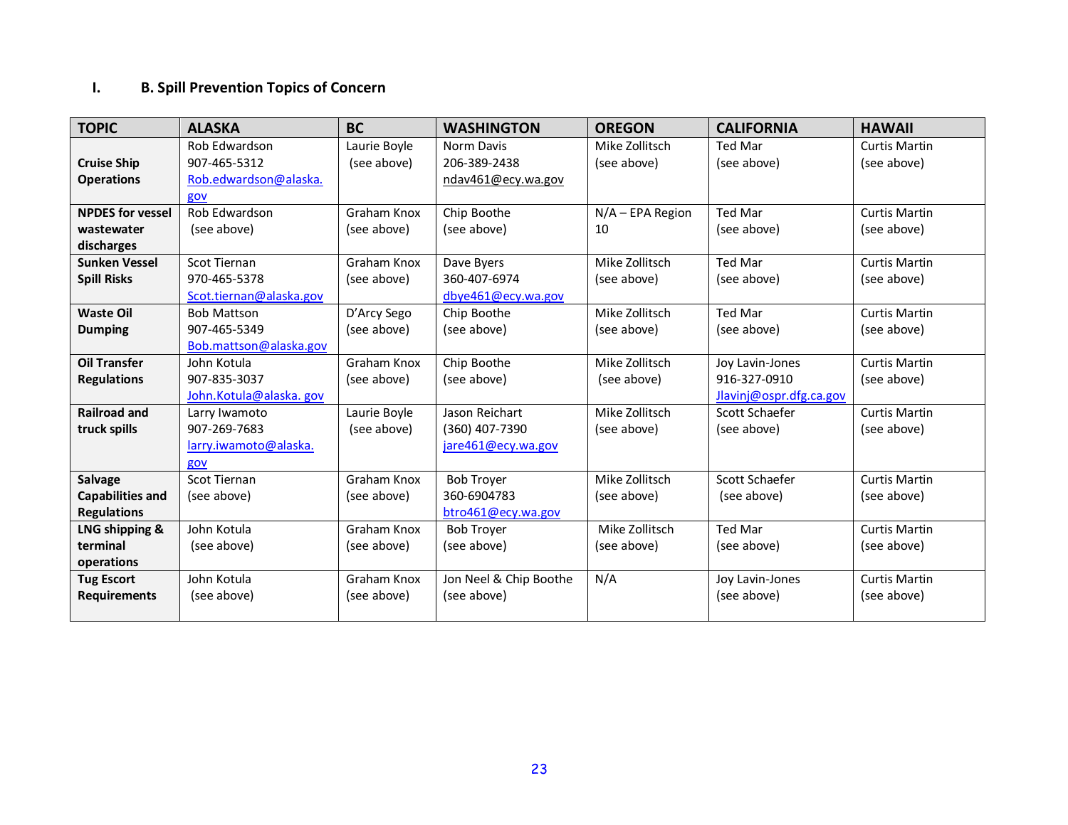## I. B. Spill Prevention Topics of Concern

| TOPIC | ALASKA | BC | WASHINGTON | OREGON | CALIFORNIA | HAWAII |
|---|---|---|---|---|---|---|
| **Cruise Ship Operations** | Rob Edwardson 907-465-5312 Rob.edwardson@alaska.gov | Laurie Boyle (see above) | Norm Davis 206-389-2438 ndav461@ecy.wa.gov | Mike Zollitsch (see above) | Ted Mar (see above) | Curtis Martin (see above) |
| **NPDES for vessel wastewater discharges** | Rob Edwardson (see above) | Graham Knox (see above) | Chip Boothe (see above) | N/A – EPA Region 10 | Ted Mar (see above) | Curtis Martin (see above) |
| **Sunken Vessel Spill Risks** | Scot Tiernan 970-465-5378 Scot.tiernan@alaska.gov | Graham Knox (see above) | Dave Byers 360-407-6974 dbye461@ecy.wa.gov | Mike Zollitsch (see above) | Ted Mar (see above) | Curtis Martin (see above) |
| **Waste Oil Dumping** | Bob Mattson 907-465-5349 Bob.mattson@alaska.gov | D'Arcy Sego (see above) | Chip Boothe (see above) | Mike Zollitsch (see above) | Ted Mar (see above) | Curtis Martin (see above) |
| **Oil Transfer Regulations** | John Kotula 907-835-3037 John.Kotula@alaska. gov | Graham Knox (see above) | Chip Boothe (see above) | Mike Zollitsch (see above) | Joy Lavin-Jones 916-327-0910 Jlavinj@ospr.dfg.ca.gov | Curtis Martin (see above) |
| **Railroad and truck spills** | Larry Iwamoto 907-269-7683 larry.iwamoto@alaska.gov | Laurie Boyle (see above) | Jason Reichart (360) 407-7390 jare461@ecy.wa.gov | Mike Zollitsch (see above) | Scott Schaefer (see above) | Curtis Martin (see above) |
| **Salvage Capabilities and Regulations** | Scot Tiernan (see above) | Graham Knox (see above) | Bob Troyer 360-6904783 btro461@ecy.wa.gov | Mike Zollitsch (see above) | Scott Schaefer (see above) | Curtis Martin (see above) |
| **LNG shipping & terminal operations** | John Kotula (see above) | Graham Knox (see above) | Bob Troyer (see above) | Mike Zollitsch (see above) | Ted Mar (see above) | Curtis Martin (see above) |
| **Tug Escort Requirements** | John Kotula (see above) | Graham Knox (see above) | Jon Neel & Chip Boothe (see above) | N/A | Joy Lavin-Jones (see above) | Curtis Martin (see above) |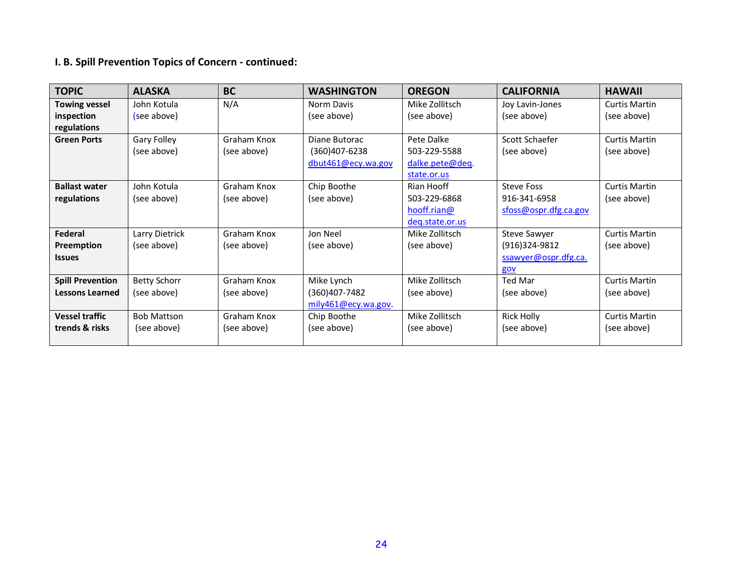### I. B. Spill Prevention Topics of Concern - continued:

| TOPIC | ALASKA | BC | WASHINGTON | OREGON | CALIFORNIA | HAWAII |
|---|---|---|---|---|---|---|
| **Towing vessel inspection regulations** | John Kotula (see above) | N/A | Norm Davis (see above) | Mike Zollitsch (see above) | Joy Lavin-Jones (see above) | Curtis Martin (see above) |
| **Green Ports** | Gary Folley (see above) | Graham Knox (see above) | Diane Butorac (360)407-6238 dbut461@ecy.wa.gov | Pete Dalke 503-229-5588 dalke.pete@deq.state.or.us | Scott Schaefer (see above) | Curtis Martin (see above) |
| **Ballast water regulations** | John Kotula (see above) | Graham Knox (see above) | Chip Boothe (see above) | Rian Hooff 503-229-6868 hooff.rian@deq.state.or.us | Steve Foss 916-341-6958 sfoss@ospr.dfg.ca.gov | Curtis Martin (see above) |
| **Federal Preemption Issues** | Larry Dietrick (see above) | Graham Knox (see above) | Jon Neel (see above) | Mike Zollitsch (see above) | Steve Sawyer (916)324-9812 ssawyer@ospr.dfg.ca.gov | Curtis Martin (see above) |
| **Spill Prevention Lessons Learned** | Betty Schorr (see above) | Graham Knox (see above) | Mike Lynch (360)407-7482 mily461@ecy.wa.gov. | Mike Zollitsch (see above) | Ted Mar (see above) | Curtis Martin (see above) |
| **Vessel traffic trends & risks** | Bob Mattson (see above) | Graham Knox (see above) | Chip Boothe (see above) | Mike Zollitsch (see above) | Rick Holly (see above) | Curtis Martin (see above) |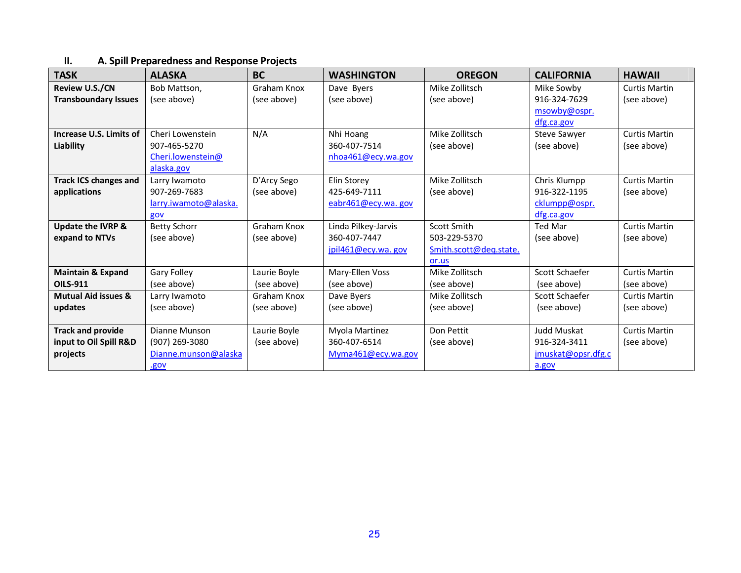## II. A. Spill Preparedness and Response Projects

| TASK | ALASKA | BC | WASHINGTON | OREGON | CALIFORNIA | HAWAII |
|---|---|---|---|---|---|---|
| **Review U.S./CN Transboundary Issues** | Bob Mattson, (see above) | Graham Knox (see above) | Dave Byers (see above) | Mike Zollitsch (see above) | Mike Sowby 916-324-7629 msowby@ospr.dfg.ca.gov | Curtis Martin (see above) |
| **Increase U.S. Limits of Liability** | Cheri Lowenstein 907-465-5270 Cheri.lowenstein@alaska.gov | N/A | Nhi Hoang 360-407-7514 nhoa461@ecy.wa.gov | Mike Zollitsch (see above) | Steve Sawyer (see above) | Curtis Martin (see above) |
| **Track ICS changes and applications** | Larry Iwamoto 907-269-7683 larry.iwamoto@alaska.gov | D'Arcy Sego (see above) | Elin Storey 425-649-7111 eabr461@ecy.wa. gov | Mike Zollitsch (see above) | Chris Klumpp 916-322-1195 cklumpp@ospr.dfg.ca.gov | Curtis Martin (see above) |
| **Update the IVRP & expand to NTVs** | Betty Schorr (see above) | Graham Knox (see above) | Linda Pilkey-Jarvis 360-407-7447 jpil461@ecy.wa. gov | Scott Smith 503-229-5370 Smith.scott@deq.state.or.us | Ted Mar (see above) | Curtis Martin (see above) |
| **Maintain & Expand OILS-911** | Gary Folley (see above) | Laurie Boyle (see above) | Mary-Ellen Voss (see above) | Mike Zollitsch (see above) | Scott Schaefer (see above) | Curtis Martin (see above) |
| **Mutual Aid issues & updates** | Larry Iwamoto (see above) | Graham Knox (see above) | Dave Byers (see above) | Mike Zollitsch (see above) | Scott Schaefer (see above) | Curtis Martin (see above) |
| **Track and provide input to Oil Spill R&D projects** | Dianne Munson (907) 269-3080 Dianne.munson@alaska.gov | Laurie Boyle (see above) | Myola Martinez 360-407-6514 Myma461@ecy.wa.gov | Don Pettit (see above) | Judd Muskat 916-324-3411 jmuskat@opsr.dfg.ca.gov | Curtis Martin (see above) |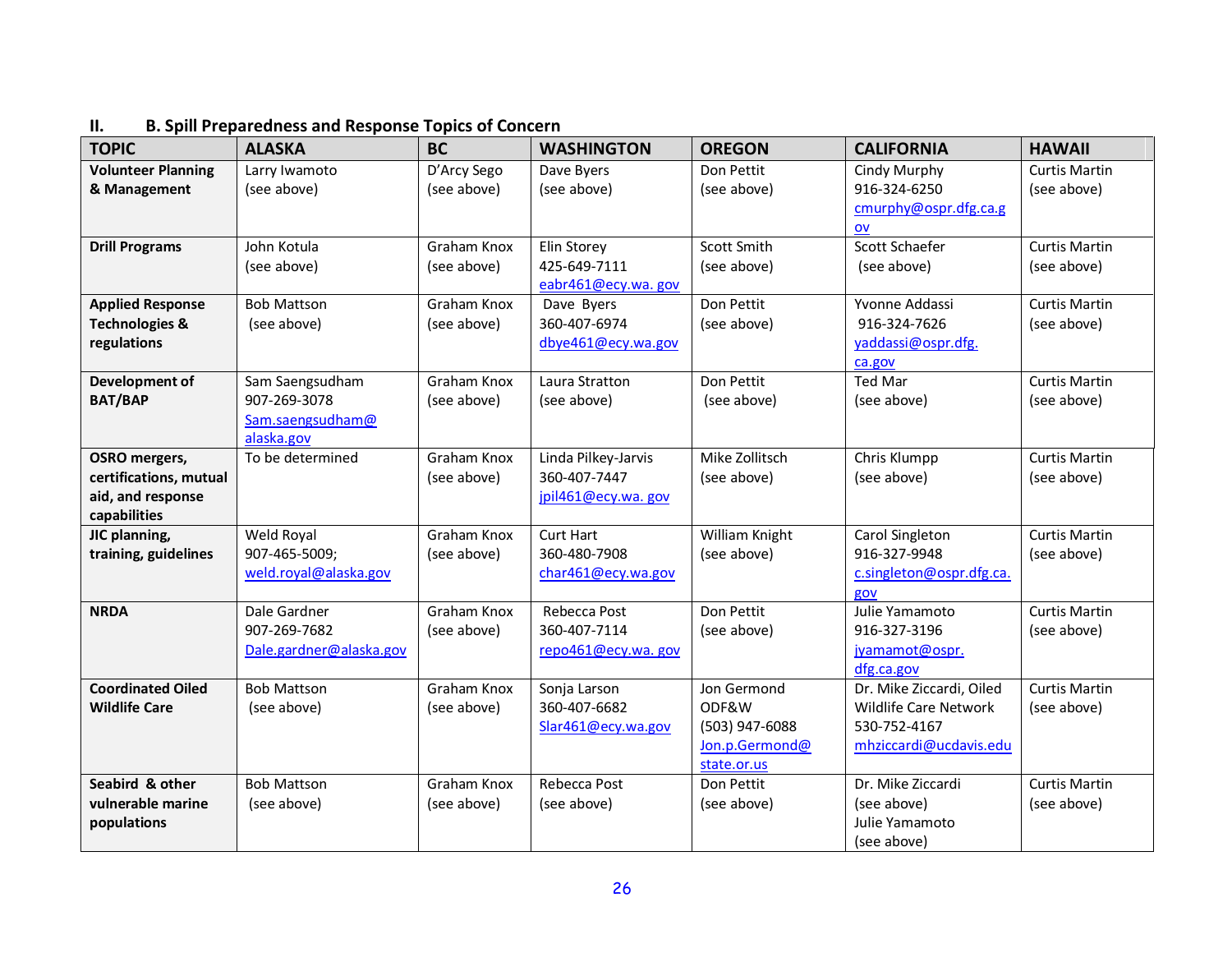## II. B. Spill Preparedness and Response Topics of Concern

| TOPIC | ALASKA | BC | WASHINGTON | OREGON | CALIFORNIA | HAWAII |
|---|---|---|---|---|---|---|
| **Volunteer Planning & Management** | Larry Iwamoto (see above) | D'Arcy Sego (see above) | Dave Byers (see above) | Don Pettit (see above) | Cindy Murphy 916-324-6250 cmurphy@ospr.dfg.ca.gov | Curtis Martin (see above) |
| **Drill Programs** | John Kotula (see above) | Graham Knox (see above) | Elin Storey 425-649-7111 eabr461@ecy.wa.gov | Scott Smith (see above) | Scott Schaefer (see above) | Curtis Martin (see above) |
| **Applied Response Technologies & regulations** | Bob Mattson (see above) | Graham Knox (see above) | Dave Byers 360-407-6974 dbye461@ecy.wa.gov | Don Pettit (see above) | Yvonne Addassi 916-324-7626 yaddassi@ospr.dfg.ca.gov | Curtis Martin (see above) |
| **Development of BAT/BAP** | Sam Saengsudham 907-269-3078 Sam.saengsudham@alaska.gov | Graham Knox (see above) | Laura Stratton (see above) | Don Pettit (see above) | Ted Mar (see above) | Curtis Martin (see above) |
| **OSRO mergers, certifications, mutual aid, and response capabilities** | To be determined | Graham Knox (see above) | Linda Pilkey-Jarvis 360-407-7447 jpil461@ecy.wa.gov | Mike Zollitsch (see above) | Chris Klumpp (see above) | Curtis Martin (see above) |
| **JIC planning, training, guidelines** | Weld Royal 907-465-5009; weld.royal@alaska.gov | Graham Knox (see above) | Curt Hart 360-480-7908 char461@ecy.wa.gov | William Knight (see above) | Carol Singleton 916-327-9948 c.singleton@ospr.dfg.ca.gov | Curtis Martin (see above) |
| **NRDA** | Dale Gardner 907-269-7682 Dale.gardner@alaska.gov | Graham Knox (see above) | Rebecca Post 360-407-7114 repo461@ecy.wa.gov | Don Pettit (see above) | Julie Yamamoto 916-327-3196 jyamamot@ospr.dfg.ca.gov | Curtis Martin (see above) |
| **Coordinated Oiled Wildlife Care** | Bob Mattson (see above) | Graham Knox (see above) | Sonja Larson 360-407-6682 Slar461@ecy.wa.gov | Jon Germond ODF&W (503) 947-6088 Jon.p.Germond@state.or.us | Dr. Mike Ziccardi, Oiled Wildlife Care Network 530-752-4167 mhziccardi@ucdavis.edu | Curtis Martin (see above) |
| **Seabird & other vulnerable marine populations** | Bob Mattson (see above) | Graham Knox (see above) | Rebecca Post (see above) | Don Pettit (see above) | Dr. Mike Ziccardi (see above) Julie Yamamoto (see above) | Curtis Martin (see above) |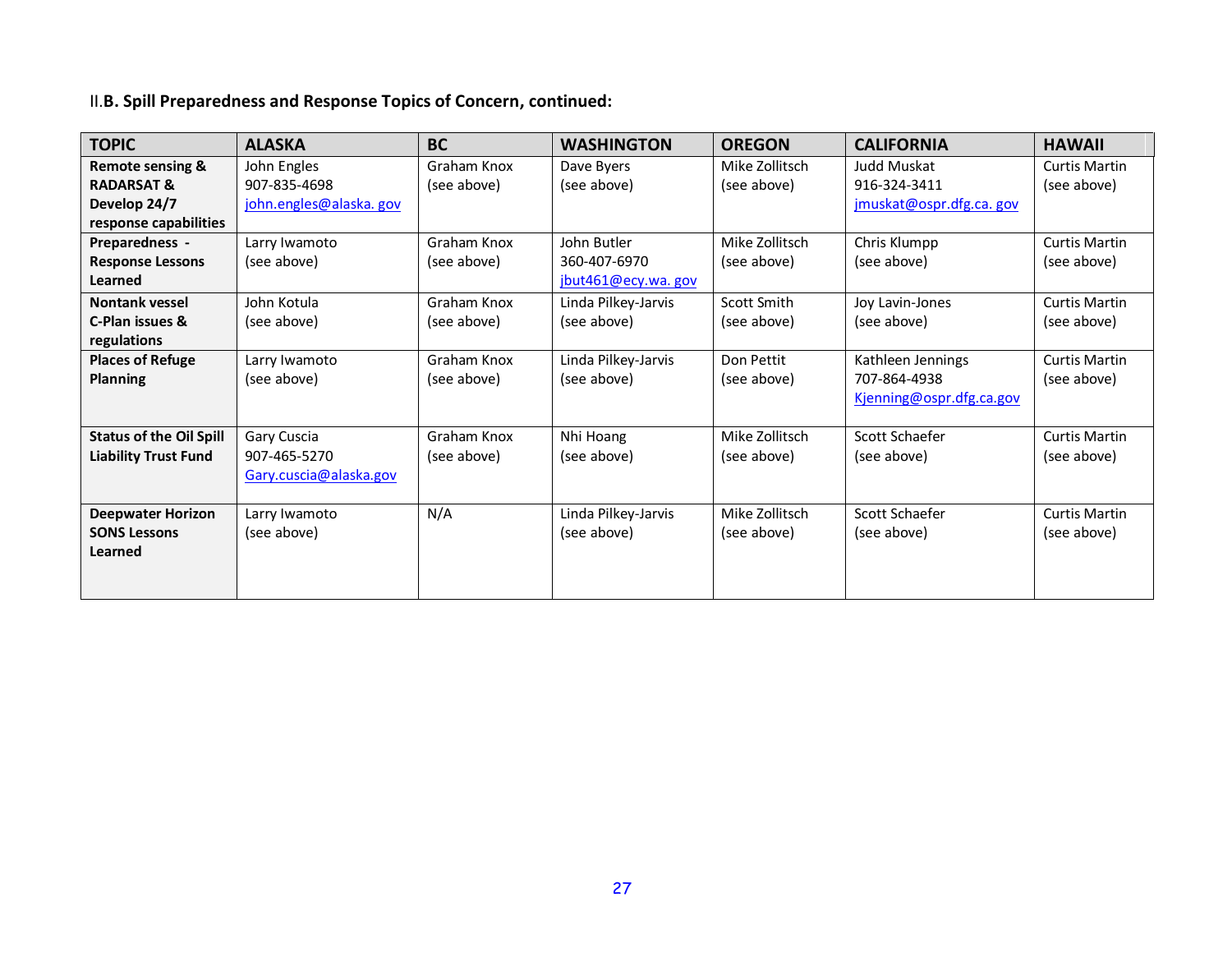### II.B. Spill Preparedness and Response Topics of Concern, continued:

| TOPIC | ALASKA | BC | WASHINGTON | OREGON | CALIFORNIA | HAWAII |
|---|---|---|---|---|---|---|
| **Remote sensing & RADARSAT & Develop 24/7 response capabilities** | John Engles<br>907-835-4698<br>john.engles@alaska. gov | Graham Knox<br>(see above) | Dave Byers<br>(see above) | Mike Zollitsch<br>(see above) | Judd Muskat<br>916-324-3411<br>jmuskat@ospr.dfg.ca. gov | Curtis Martin<br>(see above) |
| **Preparedness - Response Lessons Learned** | Larry Iwamoto<br>(see above) | Graham Knox<br>(see above) | John Butler<br>360-407-6970<br>jbut461@ecy.wa. gov | Mike Zollitsch<br>(see above) | Chris Klumpp<br>(see above) | Curtis Martin<br>(see above) |
| **Nontank vessel C-Plan issues & regulations** | John Kotula<br>(see above) | Graham Knox<br>(see above) | Linda Pilkey-Jarvis<br>(see above) | Scott Smith<br>(see above) | Joy Lavin-Jones<br>(see above) | Curtis Martin<br>(see above) |
| **Places of Refuge Planning** | Larry Iwamoto<br>(see above) | Graham Knox<br>(see above) | Linda Pilkey-Jarvis<br>(see above) | Don Pettit<br>(see above) | Kathleen Jennings<br>707-864-4938<br>Kjenning@ospr.dfg.ca.gov | Curtis Martin<br>(see above) |
| **Status of the Oil Spill Liability Trust Fund** | Gary Cuscia<br>907-465-5270<br>Gary.cuscia@alaska.gov | Graham Knox<br>(see above) | Nhi Hoang<br>(see above) | Mike Zollitsch<br>(see above) | Scott Schaefer<br>(see above) | Curtis Martin<br>(see above) |
| **Deepwater Horizon SONS Lessons Learned** | Larry Iwamoto<br>(see above) | N/A | Linda Pilkey-Jarvis<br>(see above) | Mike Zollitsch<br>(see above) | Scott Schaefer<br>(see above) | Curtis Martin<br>(see above) |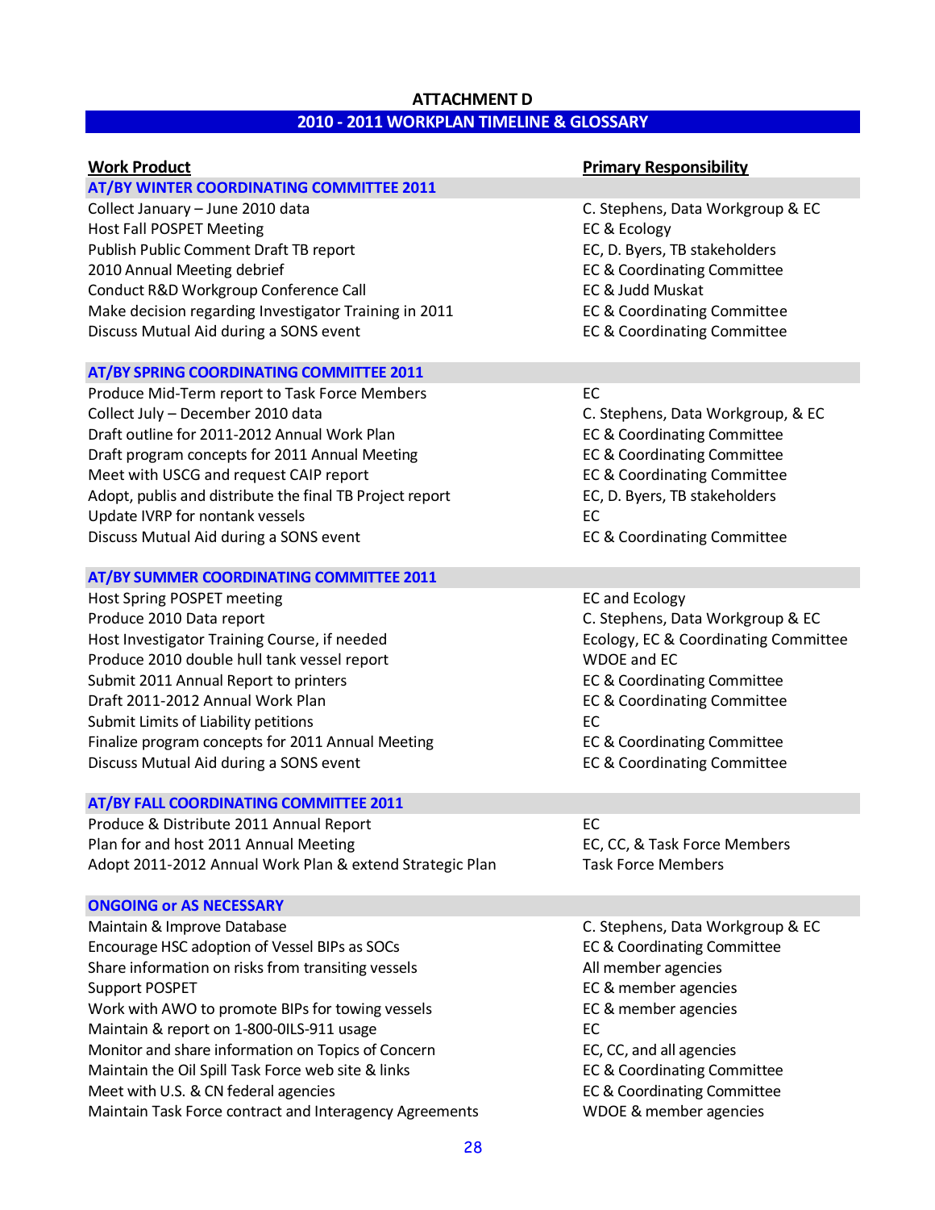## ATTACHMENT D

## 2010 - 2011 WORKPLAN TIMELINE & GLOSSARY

| Work Product | Primary Responsibility |
| --- | --- |
| **AT/BY WINTER COORDINATING COMMITTEE 2011** | |
| Collect January – June 2010 data | C. Stephens, Data Workgroup & EC |
| Host Fall POSPET Meeting | EC & Ecology |
| Publish Public Comment Draft TB report | EC, D. Byers, TB stakeholders |
| 2010 Annual Meeting debrief | EC & Coordinating Committee |
| Conduct R&D Workgroup Conference Call | EC & Judd Muskat |
| Make decision regarding Investigator Training in 2011 | EC & Coordinating Committee |
| Discuss Mutual Aid during a SONS event | EC & Coordinating Committee |
| **AT/BY SPRING COORDINATING COMMITTEE 2011** | |
| Produce Mid-Term report to Task Force Members | EC |
| Collect July – December 2010 data | C. Stephens, Data Workgroup, & EC |
| Draft outline for 2011-2012 Annual Work Plan | EC & Coordinating Committee |
| Draft program concepts for 2011 Annual Meeting | EC & Coordinating Committee |
| Meet with USCG and request CAIP report | EC & Coordinating Committee |
| Adopt, publis and distribute the final TB Project report | EC, D. Byers, TB stakeholders |
| Update IVRP for nontank vessels | EC |
| Discuss Mutual Aid during a SONS event | EC & Coordinating Committee |
| **AT/BY SUMMER COORDINATING COMMITTEE 2011** | |
| Host Spring POSPET meeting | EC and Ecology |
| Produce 2010 Data report | C. Stephens, Data Workgroup & EC |
| Host Investigator Training Course, if needed | Ecology, EC & Coordinating Committee |
| Produce 2010 double hull tank vessel report | WDOE and EC |
| Submit 2011 Annual Report to printers | EC & Coordinating Committee |
| Draft 2011-2012 Annual Work Plan | EC & Coordinating Committee |
| Submit Limits of Liability petitions | EC |
| Finalize program concepts for 2011 Annual Meeting | EC & Coordinating Committee |
| Discuss Mutual Aid during a SONS event | EC & Coordinating Committee |
| **AT/BY FALL COORDINATING COMMITTEE 2011** | |
| Produce & Distribute 2011 Annual Report | EC |
| Plan for and host 2011 Annual Meeting | EC, CC, & Task Force Members |
| Adopt 2011-2012 Annual Work Plan & extend Strategic Plan | Task Force Members |
| **ONGOING or AS NECESSARY** | |
| Maintain & Improve Database | C. Stephens, Data Workgroup & EC |
| Encourage HSC adoption of Vessel BIPs as SOCs | EC & Coordinating Committee |
| Share information on risks from transiting vessels | All member agencies |
| Support POSPET | EC & member agencies |
| Work with AWO to promote BIPs for towing vessels | EC & member agencies |
| Maintain & report on 1-800-0ILS-911 usage | EC |
| Monitor and share information on Topics of Concern | EC, CC, and all agencies |
| Maintain the Oil Spill Task Force web site & links | EC & Coordinating Committee |
| Meet with U.S. & CN federal agencies | EC & Coordinating Committee |
| Maintain Task Force contract and Interagency Agreements | WDOE & member agencies |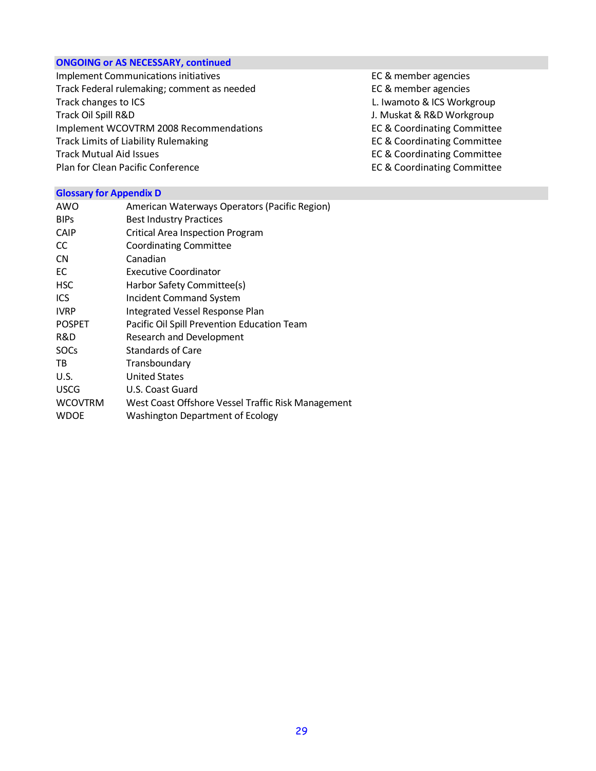| ONGOING or AS NECESSARY, continued | |
|---|---|
| Implement Communications initiatives | EC & member agencies |
| Track Federal rulemaking; comment as needed | EC & member agencies |
| Track changes to ICS | L. Iwamoto & ICS Workgroup |
| Track Oil Spill R&D | J. Muskat & R&D Workgroup |
| Implement WCOVTRM 2008 Recommendations | EC & Coordinating Committee |
| Track Limits of Liability Rulemaking | EC & Coordinating Committee |
| Track Mutual Aid Issues | EC & Coordinating Committee |
| Plan for Clean Pacific Conference | EC & Coordinating Committee |

## Glossary for Appendix D

| | |
|---|---|
| AWO | American Waterways Operators (Pacific Region) |
| BIPs | Best Industry Practices |
| CAIP | Critical Area Inspection Program |
| CC | Coordinating Committee |
| CN | Canadian |
| EC | Executive Coordinator |
| HSC | Harbor Safety Committee(s) |
| ICS | Incident Command System |
| IVRP | Integrated Vessel Response Plan |
| POSPET | Pacific Oil Spill Prevention Education Team |
| R&D | Research and Development |
| SOCs | Standards of Care |
| TB | Transboundary |
| U.S. | United States |
| USCG | U.S. Coast Guard |
| WCOVTRM | West Coast Offshore Vessel Traffic Risk Management |
| WDOE | Washington Department of Ecology |